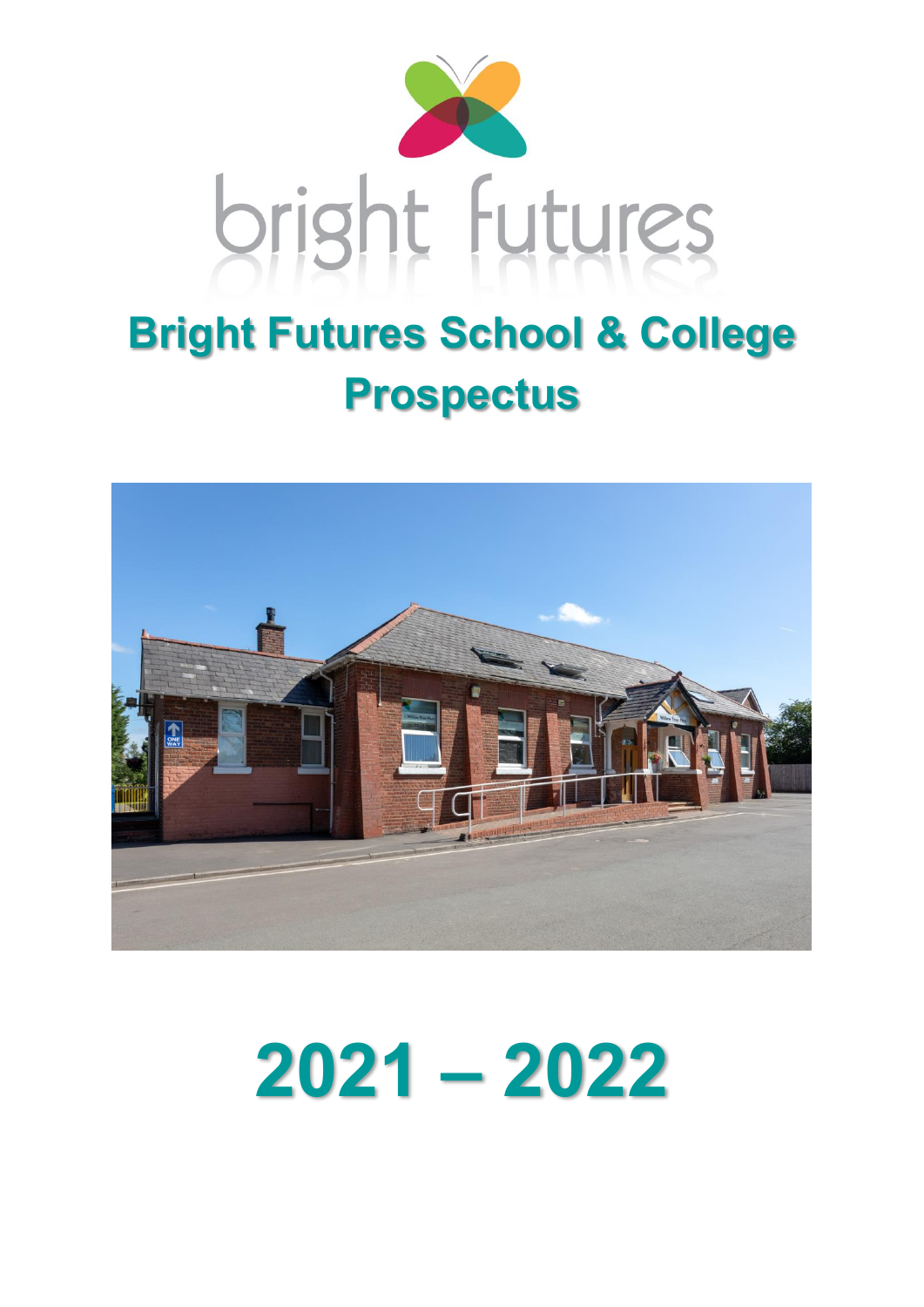bright futures

# Bright Futures School & College Prospectus

# 2021 – 2022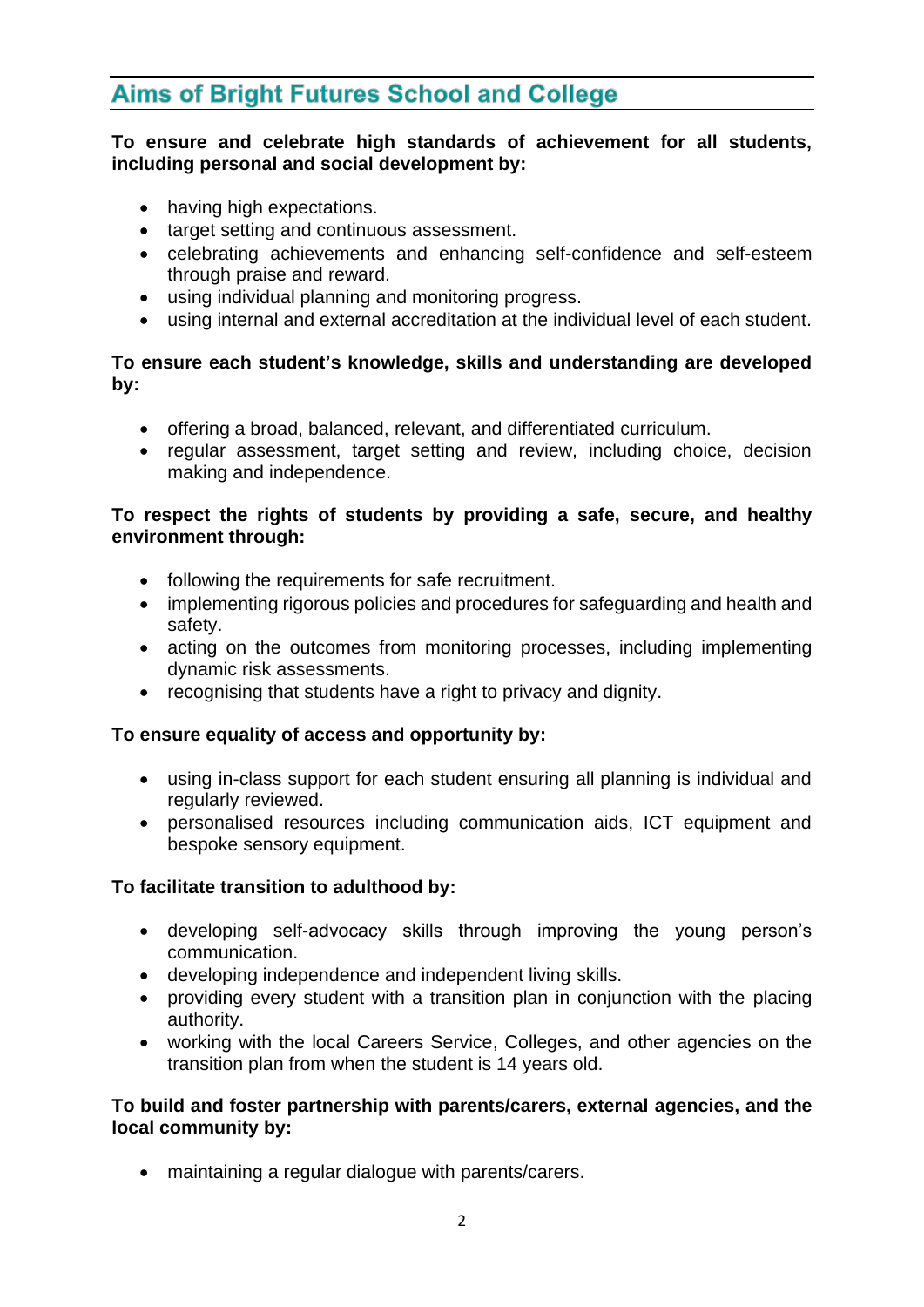## Aims of Bright Futures School and College

**To ensure and celebrate high standards of achievement for all students, including personal and social development by:**

- having high expectations.
- target setting and continuous assessment.
- celebrating achievements and enhancing self-confidence and self-esteem through praise and reward.
- using individual planning and monitoring progress.
- using internal and external accreditation at the individual level of each student.

**To ensure each student's knowledge, skills and understanding are developed by:**

- offering a broad, balanced, relevant, and differentiated curriculum.
- regular assessment, target setting and review, including choice, decision making and independence.

**To respect the rights of students by providing a safe, secure, and healthy environment through:**

- following the requirements for safe recruitment.
- implementing rigorous policies and procedures for safeguarding and health and safety.
- acting on the outcomes from monitoring processes, including implementing dynamic risk assessments.
- recognising that students have a right to privacy and dignity.

**To ensure equality of access and opportunity by:**

- using in-class support for each student ensuring all planning is individual and regularly reviewed.
- personalised resources including communication aids, ICT equipment and bespoke sensory equipment.

**To facilitate transition to adulthood by:**

- developing self-advocacy skills through improving the young person's communication.
- developing independence and independent living skills.
- providing every student with a transition plan in conjunction with the placing authority.
- working with the local Careers Service, Colleges, and other agencies on the transition plan from when the student is 14 years old.

**To build and foster partnership with parents/carers, external agencies, and the local community by:**

- maintaining a regular dialogue with parents/carers.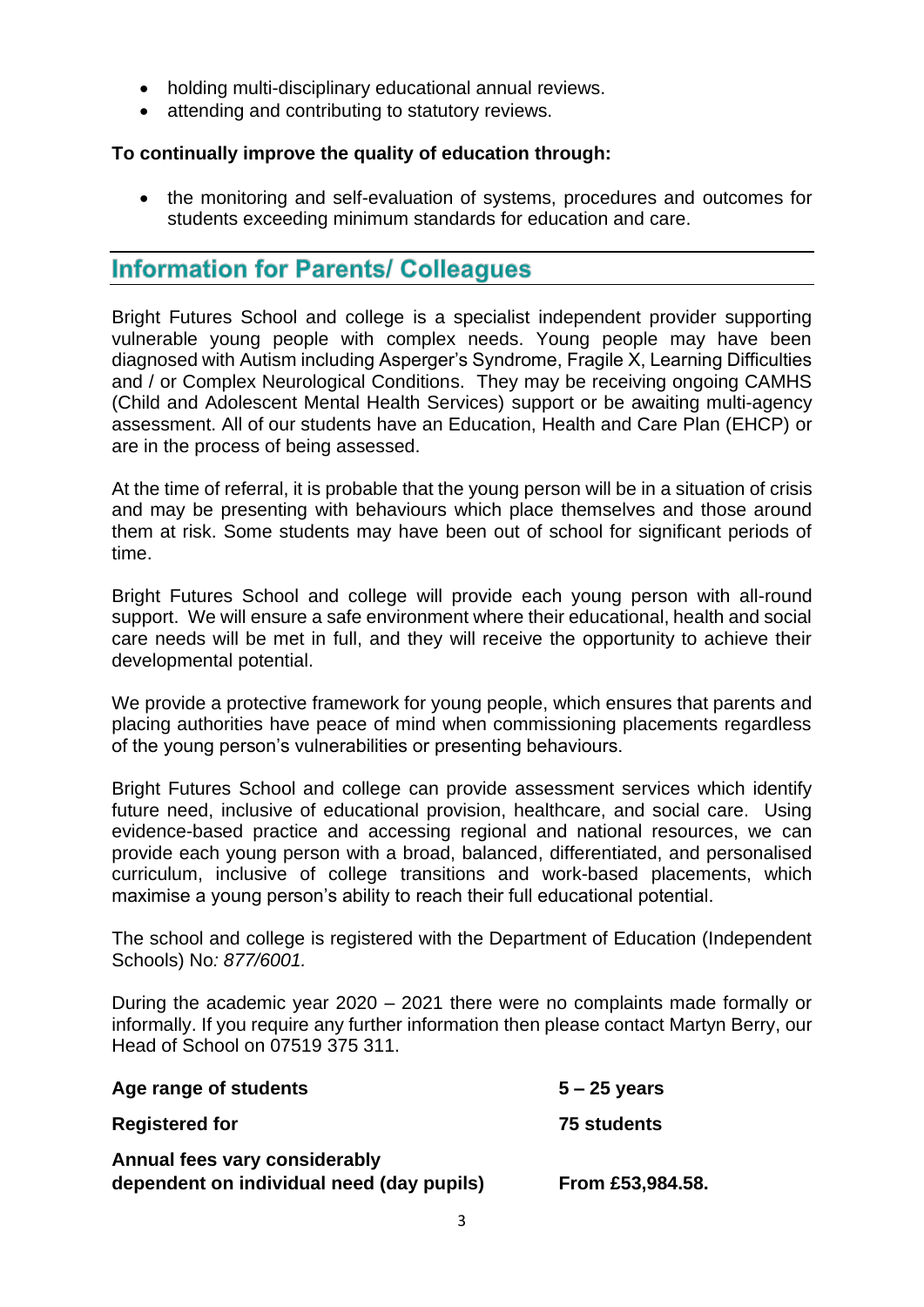- holding multi-disciplinary educational annual reviews.
- attending and contributing to statutory reviews.

**To continually improve the quality of education through:**

- the monitoring and self-evaluation of systems, procedures and outcomes for students exceeding minimum standards for education and care.

## Information for Parents/ Colleagues

Bright Futures School and college is a specialist independent provider supporting vulnerable young people with complex needs. Young people may have been diagnosed with Autism including Asperger's Syndrome, Fragile X, Learning Difficulties and / or Complex Neurological Conditions. They may be receiving ongoing CAMHS (Child and Adolescent Mental Health Services) support or be awaiting multi-agency assessment. All of our students have an Education, Health and Care Plan (EHCP) or are in the process of being assessed.

At the time of referral, it is probable that the young person will be in a situation of crisis and may be presenting with behaviours which place themselves and those around them at risk. Some students may have been out of school for significant periods of time.

Bright Futures School and college will provide each young person with all-round support. We will ensure a safe environment where their educational, health and social care needs will be met in full, and they will receive the opportunity to achieve their developmental potential.

We provide a protective framework for young people, which ensures that parents and placing authorities have peace of mind when commissioning placements regardless of the young person's vulnerabilities or presenting behaviours.

Bright Futures School and college can provide assessment services which identify future need, inclusive of educational provision, healthcare, and social care. Using evidence-based practice and accessing regional and national resources, we can provide each young person with a broad, balanced, differentiated, and personalised curriculum, inclusive of college transitions and work-based placements, which maximise a young person's ability to reach their full educational potential.

The school and college is registered with the Department of Education (Independent Schools) No*: 877/6001.*

During the academic year 2020 – 2021 there were no complaints made formally or informally. If you require any further information then please contact Martyn Berry, our Head of School on 07519 375 311.

| | |
|---|---|
| **Age range of students** | **5 – 25 years** |
| **Registered for** | **75 students** |
| **Annual fees vary considerably dependent on individual need (day pupils)** | **From £53,984.58.** |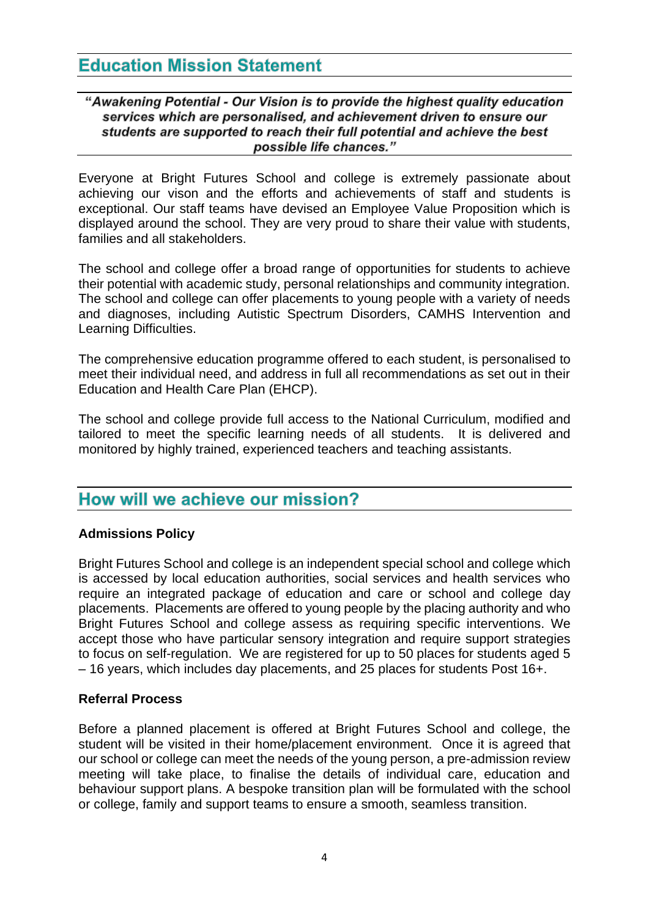## Education Mission Statement

***"Awakening Potential - Our Vision is to provide the highest quality education services which are personalised, and achievement driven to ensure our students are supported to reach their full potential and achieve the best possible life chances."***

Everyone at Bright Futures School and college is extremely passionate about achieving our vison and the efforts and achievements of staff and students is exceptional. Our staff teams have devised an Employee Value Proposition which is displayed around the school. They are very proud to share their value with students, families and all stakeholders.

The school and college offer a broad range of opportunities for students to achieve their potential with academic study, personal relationships and community integration. The school and college can offer placements to young people with a variety of needs and diagnoses, including Autistic Spectrum Disorders, CAMHS Intervention and Learning Difficulties.

The comprehensive education programme offered to each student, is personalised to meet their individual need, and address in full all recommendations as set out in their Education and Health Care Plan (EHCP).

The school and college provide full access to the National Curriculum, modified and tailored to meet the specific learning needs of all students. It is delivered and monitored by highly trained, experienced teachers and teaching assistants.

## How will we achieve our mission?

**Admissions Policy**

Bright Futures School and college is an independent special school and college which is accessed by local education authorities, social services and health services who require an integrated package of education and care or school and college day placements. Placements are offered to young people by the placing authority and who Bright Futures School and college assess as requiring specific interventions. We accept those who have particular sensory integration and require support strategies to focus on self-regulation. We are registered for up to 50 places for students aged 5 – 16 years, which includes day placements, and 25 places for students Post 16+.

**Referral Process**

Before a planned placement is offered at Bright Futures School and college, the student will be visited in their home/placement environment. Once it is agreed that our school or college can meet the needs of the young person, a pre-admission review meeting will take place, to finalise the details of individual care, education and behaviour support plans. A bespoke transition plan will be formulated with the school or college, family and support teams to ensure a smooth, seamless transition.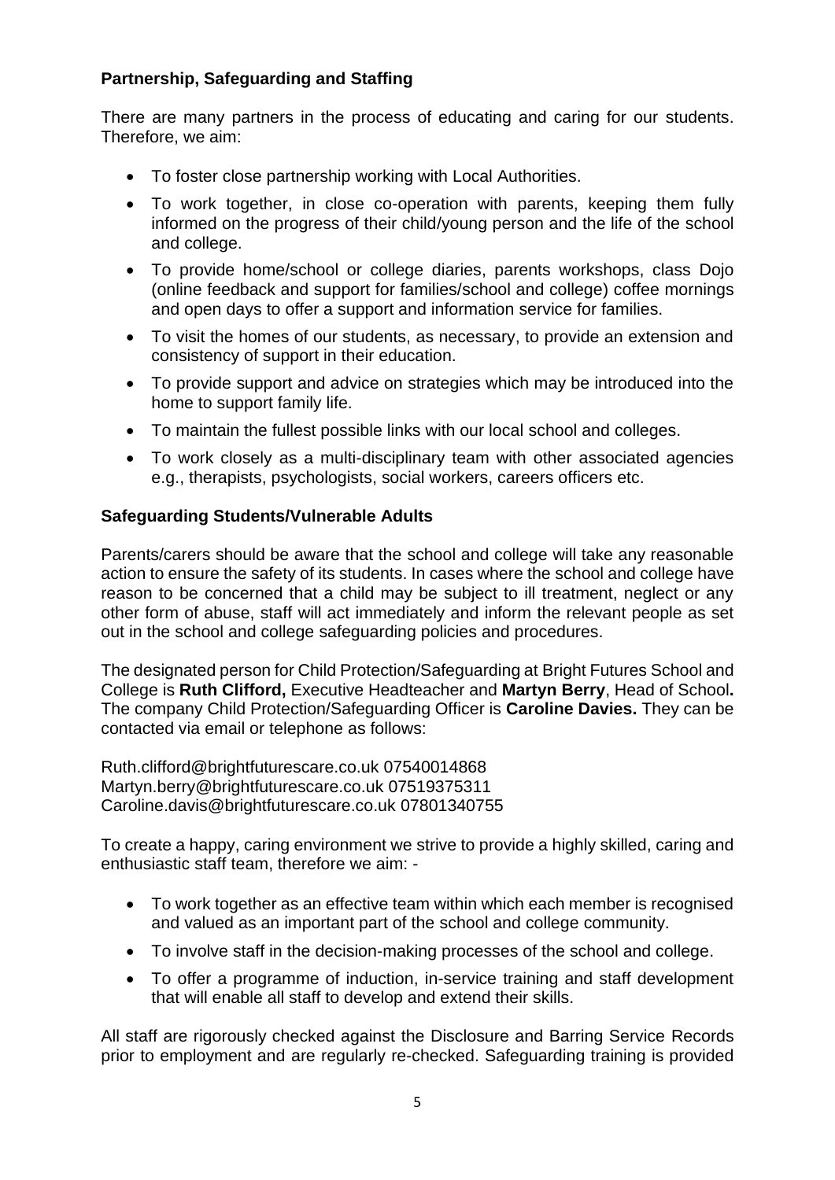**Partnership, Safeguarding and Staffing**

There are many partners in the process of educating and caring for our students. Therefore, we aim:

- To foster close partnership working with Local Authorities.
- To work together, in close co-operation with parents, keeping them fully informed on the progress of their child/young person and the life of the school and college.
- To provide home/school or college diaries, parents workshops, class Dojo (online feedback and support for families/school and college) coffee mornings and open days to offer a support and information service for families.
- To visit the homes of our students, as necessary, to provide an extension and consistency of support in their education.
- To provide support and advice on strategies which may be introduced into the home to support family life.
- To maintain the fullest possible links with our local school and colleges.
- To work closely as a multi-disciplinary team with other associated agencies e.g., therapists, psychologists, social workers, careers officers etc.

**Safeguarding Students/Vulnerable Adults**

Parents/carers should be aware that the school and college will take any reasonable action to ensure the safety of its students. In cases where the school and college have reason to be concerned that a child may be subject to ill treatment, neglect or any other form of abuse, staff will act immediately and inform the relevant people as set out in the school and college safeguarding policies and procedures.

The designated person for Child Protection/Safeguarding at Bright Futures School and College is **Ruth Clifford,** Executive Headteacher and **Martyn Berry**, Head of School**.** The company Child Protection/Safeguarding Officer is **Caroline Davies.** They can be contacted via email or telephone as follows:

Ruth.clifford@brightfuturescare.co.uk 07540014868
Martyn.berry@brightfuturescare.co.uk 07519375311
Caroline.davis@brightfuturescare.co.uk 07801340755

To create a happy, caring environment we strive to provide a highly skilled, caring and enthusiastic staff team, therefore we aim: -

- To work together as an effective team within which each member is recognised and valued as an important part of the school and college community.
- To involve staff in the decision-making processes of the school and college.
- To offer a programme of induction, in-service training and staff development that will enable all staff to develop and extend their skills.

All staff are rigorously checked against the Disclosure and Barring Service Records prior to employment and are regularly re-checked. Safeguarding training is provided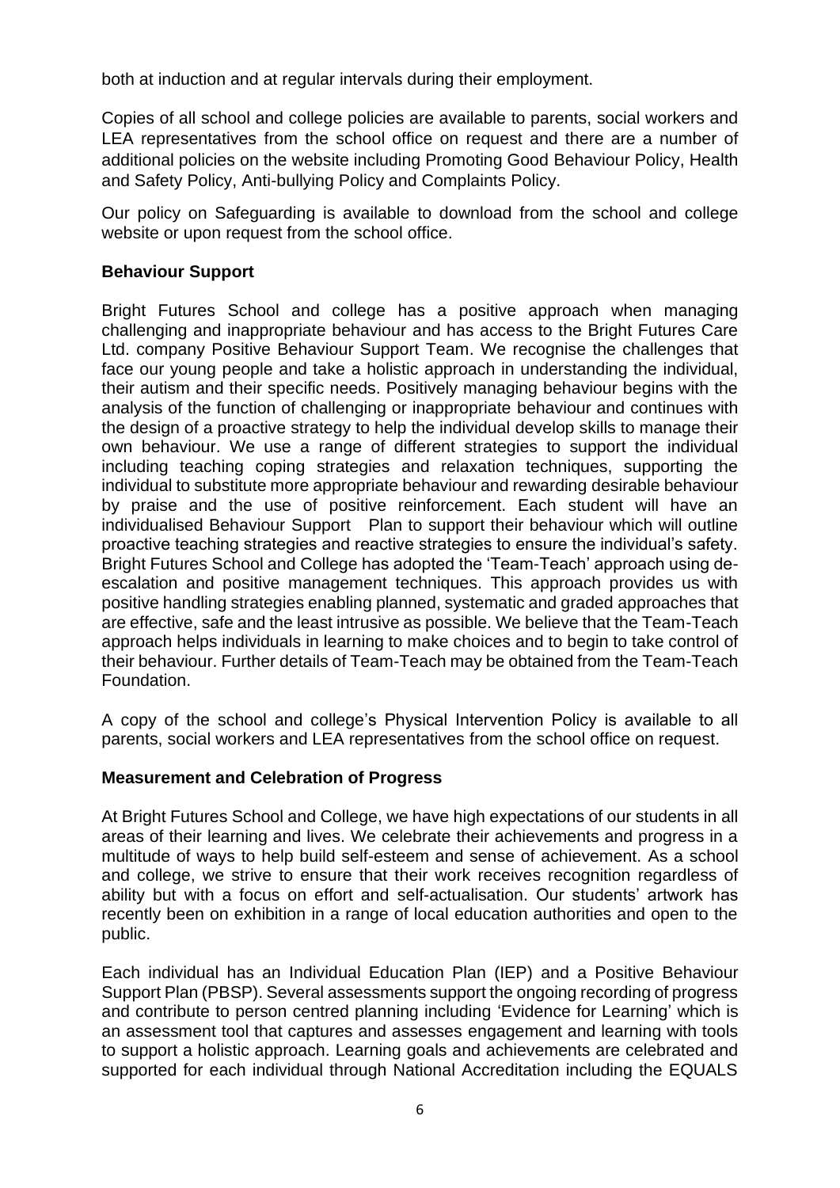both at induction and at regular intervals during their employment.

Copies of all school and college policies are available to parents, social workers and LEA representatives from the school office on request and there are a number of additional policies on the website including Promoting Good Behaviour Policy, Health and Safety Policy, Anti-bullying Policy and Complaints Policy.

Our policy on Safeguarding is available to download from the school and college website or upon request from the school office.

## Behaviour Support

Bright Futures School and college has a positive approach when managing challenging and inappropriate behaviour and has access to the Bright Futures Care Ltd. company Positive Behaviour Support Team. We recognise the challenges that face our young people and take a holistic approach in understanding the individual, their autism and their specific needs. Positively managing behaviour begins with the analysis of the function of challenging or inappropriate behaviour and continues with the design of a proactive strategy to help the individual develop skills to manage their own behaviour. We use a range of different strategies to support the individual including teaching coping strategies and relaxation techniques, supporting the individual to substitute more appropriate behaviour and rewarding desirable behaviour by praise and the use of positive reinforcement. Each student will have an individualised Behaviour Support Plan to support their behaviour which will outline proactive teaching strategies and reactive strategies to ensure the individual's safety. Bright Futures School and College has adopted the 'Team-Teach' approach using de-escalation and positive management techniques. This approach provides us with positive handling strategies enabling planned, systematic and graded approaches that are effective, safe and the least intrusive as possible. We believe that the Team-Teach approach helps individuals in learning to make choices and to begin to take control of their behaviour. Further details of Team-Teach may be obtained from the Team-Teach Foundation.

A copy of the school and college's Physical Intervention Policy is available to all parents, social workers and LEA representatives from the school office on request.

## Measurement and Celebration of Progress

At Bright Futures School and College, we have high expectations of our students in all areas of their learning and lives. We celebrate their achievements and progress in a multitude of ways to help build self-esteem and sense of achievement. As a school and college, we strive to ensure that their work receives recognition regardless of ability but with a focus on effort and self-actualisation. Our students' artwork has recently been on exhibition in a range of local education authorities and open to the public.

Each individual has an Individual Education Plan (IEP) and a Positive Behaviour Support Plan (PBSP). Several assessments support the ongoing recording of progress and contribute to person centred planning including 'Evidence for Learning' which is an assessment tool that captures and assesses engagement and learning with tools to support a holistic approach. Learning goals and achievements are celebrated and supported for each individual through National Accreditation including the EQUALS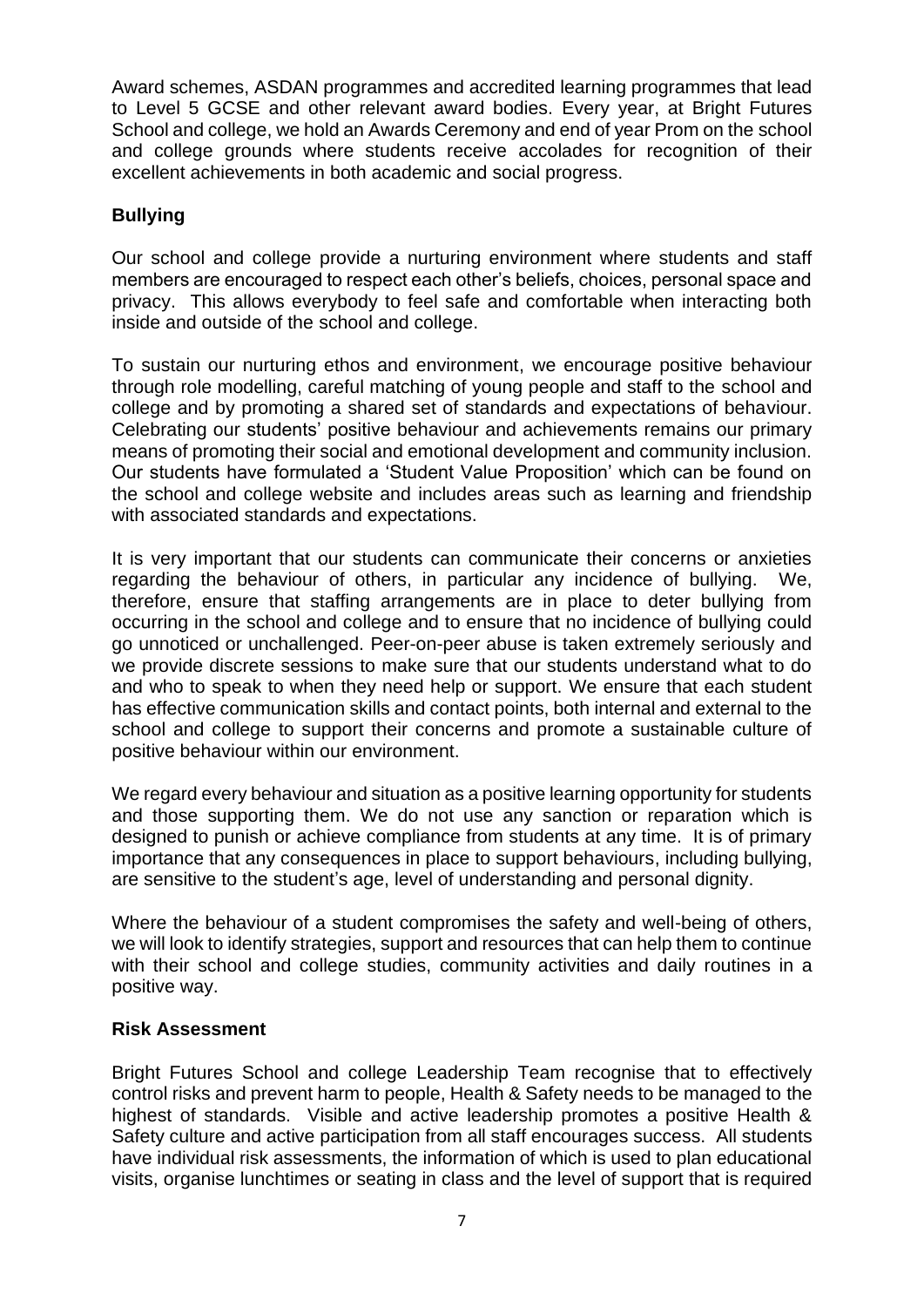Award schemes, ASDAN programmes and accredited learning programmes that lead to Level 5 GCSE and other relevant award bodies. Every year, at Bright Futures School and college, we hold an Awards Ceremony and end of year Prom on the school and college grounds where students receive accolades for recognition of their excellent achievements in both academic and social progress.

## Bullying

Our school and college provide a nurturing environment where students and staff members are encouraged to respect each other's beliefs, choices, personal space and privacy. This allows everybody to feel safe and comfortable when interacting both inside and outside of the school and college.

To sustain our nurturing ethos and environment, we encourage positive behaviour through role modelling, careful matching of young people and staff to the school and college and by promoting a shared set of standards and expectations of behaviour. Celebrating our students' positive behaviour and achievements remains our primary means of promoting their social and emotional development and community inclusion. Our students have formulated a 'Student Value Proposition' which can be found on the school and college website and includes areas such as learning and friendship with associated standards and expectations.

It is very important that our students can communicate their concerns or anxieties regarding the behaviour of others, in particular any incidence of bullying. We, therefore, ensure that staffing arrangements are in place to deter bullying from occurring in the school and college and to ensure that no incidence of bullying could go unnoticed or unchallenged. Peer-on-peer abuse is taken extremely seriously and we provide discrete sessions to make sure that our students understand what to do and who to speak to when they need help or support. We ensure that each student has effective communication skills and contact points, both internal and external to the school and college to support their concerns and promote a sustainable culture of positive behaviour within our environment.

We regard every behaviour and situation as a positive learning opportunity for students and those supporting them. We do not use any sanction or reparation which is designed to punish or achieve compliance from students at any time. It is of primary importance that any consequences in place to support behaviours, including bullying, are sensitive to the student's age, level of understanding and personal dignity.

Where the behaviour of a student compromises the safety and well-being of others, we will look to identify strategies, support and resources that can help them to continue with their school and college studies, community activities and daily routines in a positive way.

## Risk Assessment

Bright Futures School and college Leadership Team recognise that to effectively control risks and prevent harm to people, Health & Safety needs to be managed to the highest of standards. Visible and active leadership promotes a positive Health & Safety culture and active participation from all staff encourages success. All students have individual risk assessments, the information of which is used to plan educational visits, organise lunchtimes or seating in class and the level of support that is required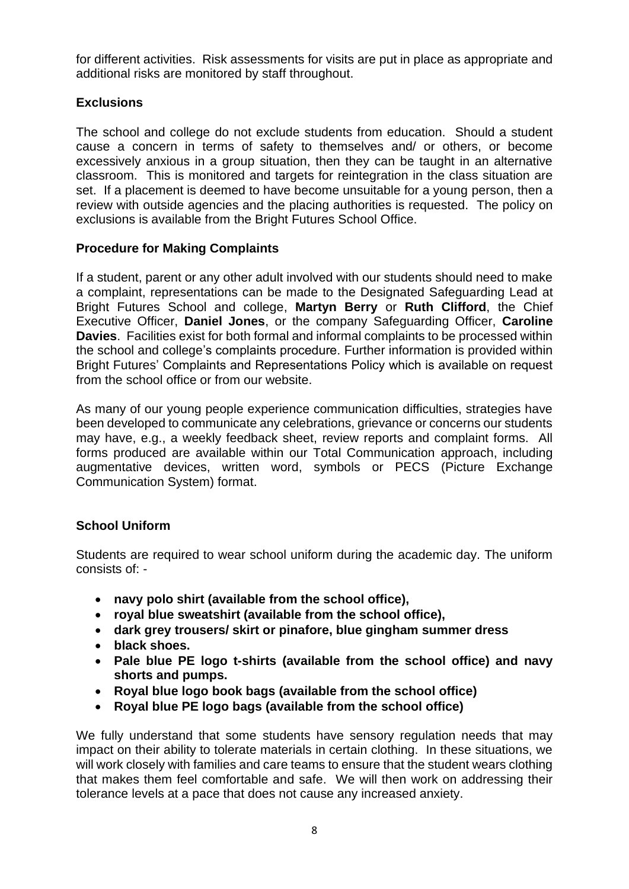for different activities. Risk assessments for visits are put in place as appropriate and additional risks are monitored by staff throughout.

## Exclusions

The school and college do not exclude students from education. Should a student cause a concern in terms of safety to themselves and/ or others, or become excessively anxious in a group situation, then they can be taught in an alternative classroom. This is monitored and targets for reintegration in the class situation are set. If a placement is deemed to have become unsuitable for a young person, then a review with outside agencies and the placing authorities is requested. The policy on exclusions is available from the Bright Futures School Office.

## Procedure for Making Complaints

If a student, parent or any other adult involved with our students should need to make a complaint, representations can be made to the Designated Safeguarding Lead at Bright Futures School and college, **Martyn Berry** or **Ruth Clifford**, the Chief Executive Officer, **Daniel Jones**, or the company Safeguarding Officer, **Caroline Davies**. Facilities exist for both formal and informal complaints to be processed within the school and college's complaints procedure. Further information is provided within Bright Futures' Complaints and Representations Policy which is available on request from the school office or from our website.

As many of our young people experience communication difficulties, strategies have been developed to communicate any celebrations, grievance or concerns our students may have, e.g., a weekly feedback sheet, review reports and complaint forms. All forms produced are available within our Total Communication approach, including augmentative devices, written word, symbols or PECS (Picture Exchange Communication System) format.

## School Uniform

Students are required to wear school uniform during the academic day. The uniform consists of: -

- **navy polo shirt (available from the school office),**
- **royal blue sweatshirt (available from the school office),**
- **dark grey trousers/ skirt or pinafore, blue gingham summer dress**
- **black shoes.**
- **Pale blue PE logo t-shirts (available from the school office) and navy shorts and pumps.**
- **Royal blue logo book bags (available from the school office)**
- **Royal blue PE logo bags (available from the school office)**

We fully understand that some students have sensory regulation needs that may impact on their ability to tolerate materials in certain clothing. In these situations, we will work closely with families and care teams to ensure that the student wears clothing that makes them feel comfortable and safe. We will then work on addressing their tolerance levels at a pace that does not cause any increased anxiety.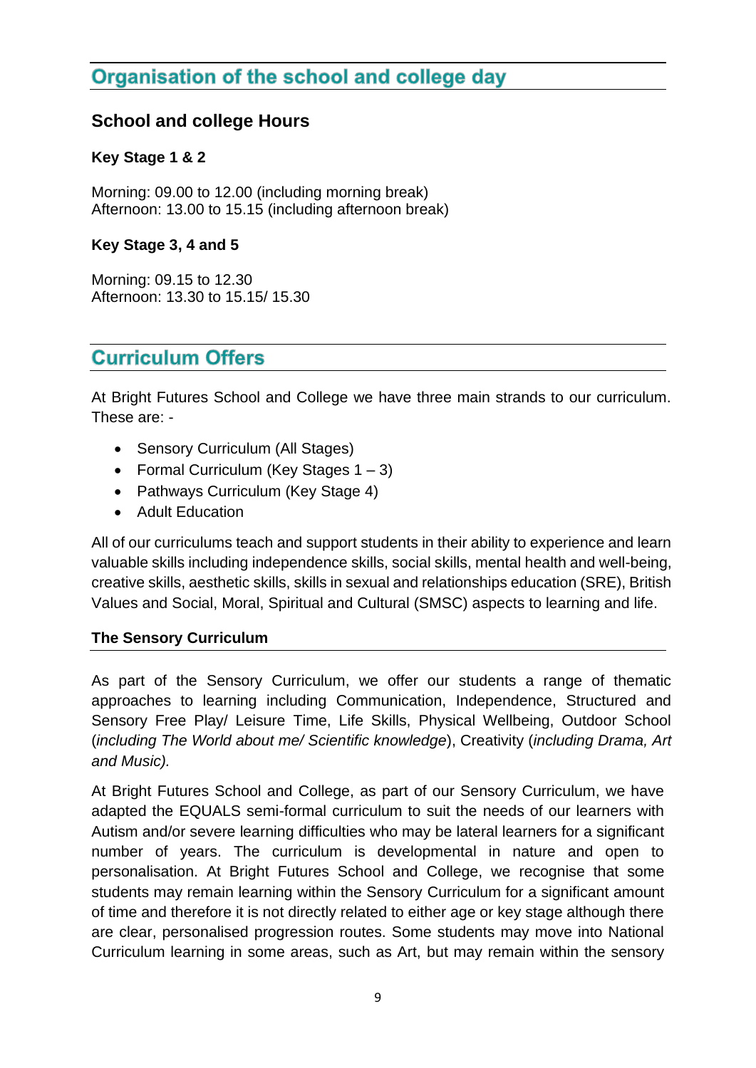## Organisation of the school and college day

### School and college Hours

**Key Stage 1 & 2**

Morning: 09.00 to 12.00 (including morning break)
Afternoon: 13.00 to 15.15 (including afternoon break)

**Key Stage 3, 4 and 5**

Morning: 09.15 to 12.30
Afternoon: 13.30 to 15.15/ 15.30

## Curriculum Offers

At Bright Futures School and College we have three main strands to our curriculum. These are: -

- Sensory Curriculum (All Stages)
- Formal Curriculum (Key Stages 1 – 3)
- Pathways Curriculum (Key Stage 4)
- Adult Education

All of our curriculums teach and support students in their ability to experience and learn valuable skills including independence skills, social skills, mental health and well-being, creative skills, aesthetic skills, skills in sexual and relationships education (SRE), British Values and Social, Moral, Spiritual and Cultural (SMSC) aspects to learning and life.

**The Sensory Curriculum**

As part of the Sensory Curriculum, we offer our students a range of thematic approaches to learning including Communication, Independence, Structured and Sensory Free Play/ Leisure Time, Life Skills, Physical Wellbeing, Outdoor School (*including The World about me/ Scientific knowledge*), Creativity (*including Drama, Art and Music).*

At Bright Futures School and College, as part of our Sensory Curriculum, we have adapted the EQUALS semi-formal curriculum to suit the needs of our learners with Autism and/or severe learning difficulties who may be lateral learners for a significant number of years. The curriculum is developmental in nature and open to personalisation. At Bright Futures School and College, we recognise that some students may remain learning within the Sensory Curriculum for a significant amount of time and therefore it is not directly related to either age or key stage although there are clear, personalised progression routes. Some students may move into National Curriculum learning in some areas, such as Art, but may remain within the sensory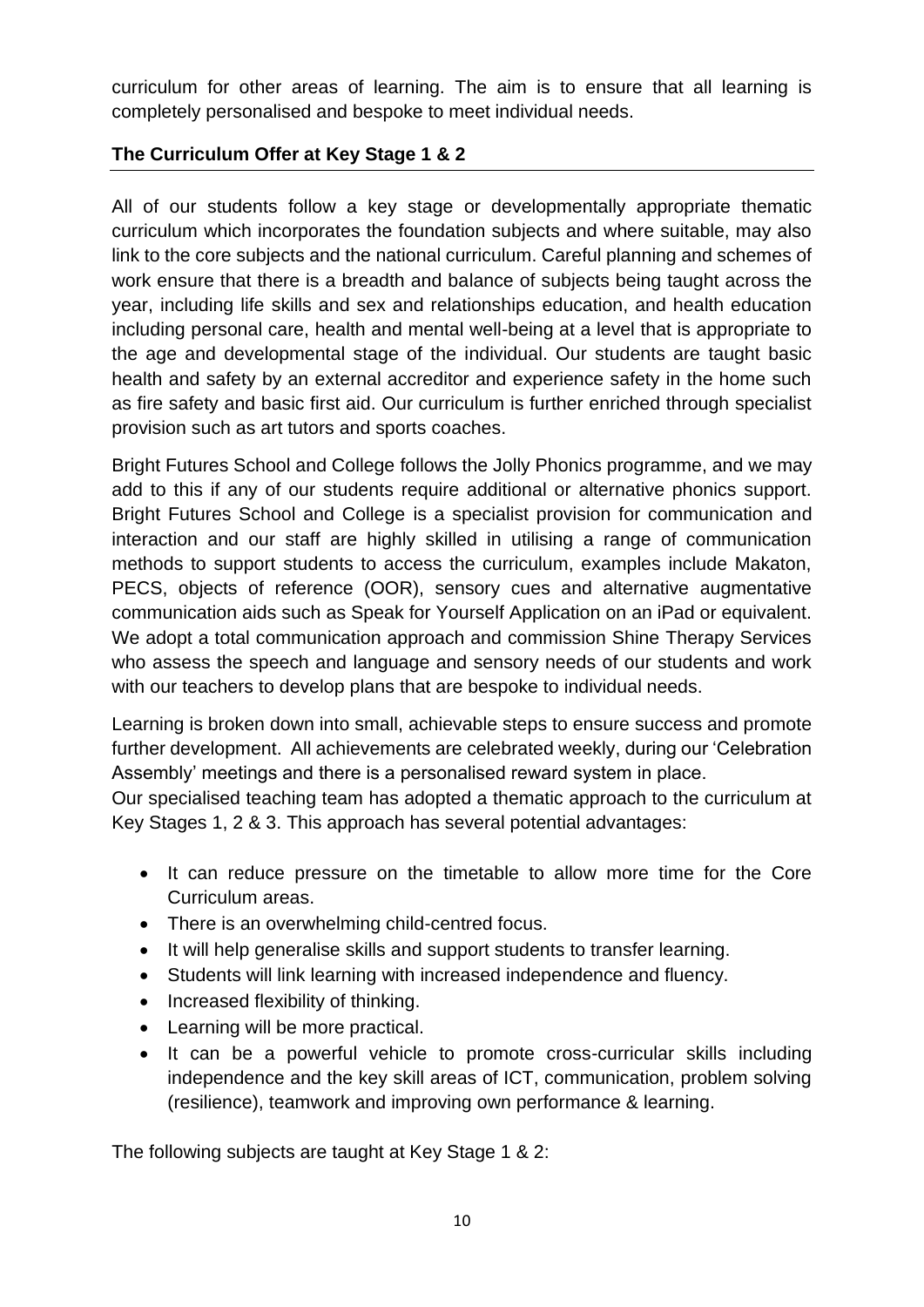curriculum for other areas of learning. The aim is to ensure that all learning is completely personalised and bespoke to meet individual needs.

## The Curriculum Offer at Key Stage 1 & 2

All of our students follow a key stage or developmentally appropriate thematic curriculum which incorporates the foundation subjects and where suitable, may also link to the core subjects and the national curriculum. Careful planning and schemes of work ensure that there is a breadth and balance of subjects being taught across the year, including life skills and sex and relationships education, and health education including personal care, health and mental well-being at a level that is appropriate to the age and developmental stage of the individual. Our students are taught basic health and safety by an external accreditor and experience safety in the home such as fire safety and basic first aid. Our curriculum is further enriched through specialist provision such as art tutors and sports coaches.

Bright Futures School and College follows the Jolly Phonics programme, and we may add to this if any of our students require additional or alternative phonics support. Bright Futures School and College is a specialist provision for communication and interaction and our staff are highly skilled in utilising a range of communication methods to support students to access the curriculum, examples include Makaton, PECS, objects of reference (OOR), sensory cues and alternative augmentative communication aids such as Speak for Yourself Application on an iPad or equivalent. We adopt a total communication approach and commission Shine Therapy Services who assess the speech and language and sensory needs of our students and work with our teachers to develop plans that are bespoke to individual needs.

Learning is broken down into small, achievable steps to ensure success and promote further development. All achievements are celebrated weekly, during our 'Celebration Assembly' meetings and there is a personalised reward system in place.
Our specialised teaching team has adopted a thematic approach to the curriculum at Key Stages 1, 2 & 3. This approach has several potential advantages:

- It can reduce pressure on the timetable to allow more time for the Core Curriculum areas.
- There is an overwhelming child-centred focus.
- It will help generalise skills and support students to transfer learning.
- Students will link learning with increased independence and fluency.
- Increased flexibility of thinking.
- Learning will be more practical.
- It can be a powerful vehicle to promote cross-curricular skills including independence and the key skill areas of ICT, communication, problem solving (resilience), teamwork and improving own performance & learning.

The following subjects are taught at Key Stage 1 & 2: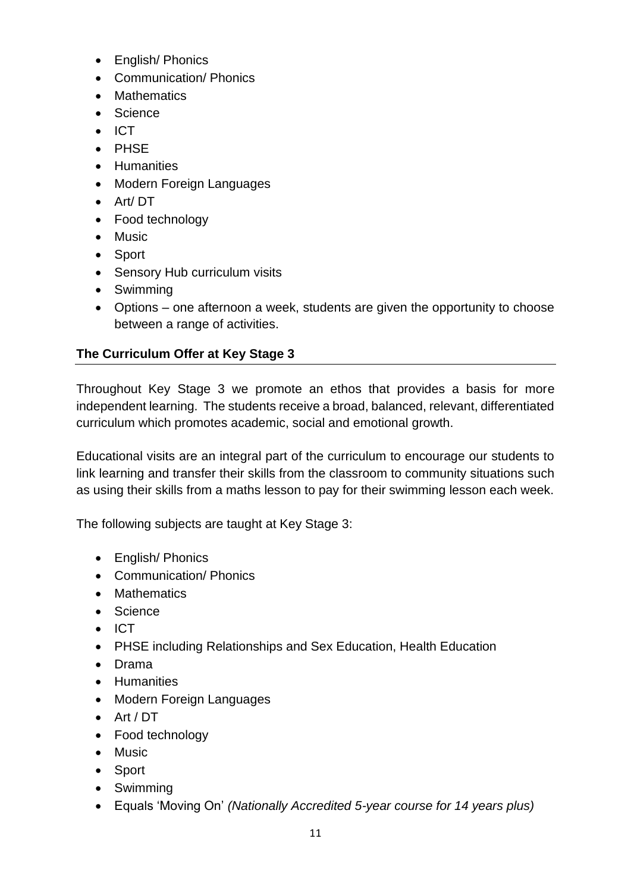- English/ Phonics
- Communication/ Phonics
- Mathematics
- Science
- ICT
- PHSE
- Humanities
- Modern Foreign Languages
- Art/ DT
- Food technology
- Music
- Sport
- Sensory Hub curriculum visits
- Swimming
- Options – one afternoon a week, students are given the opportunity to choose between a range of activities.

## The Curriculum Offer at Key Stage 3

Throughout Key Stage 3 we promote an ethos that provides a basis for more independent learning. The students receive a broad, balanced, relevant, differentiated curriculum which promotes academic, social and emotional growth.

Educational visits are an integral part of the curriculum to encourage our students to link learning and transfer their skills from the classroom to community situations such as using their skills from a maths lesson to pay for their swimming lesson each week.

The following subjects are taught at Key Stage 3:

- English/ Phonics
- Communication/ Phonics
- Mathematics
- Science
- ICT
- PHSE including Relationships and Sex Education, Health Education
- Drama
- Humanities
- Modern Foreign Languages
- Art / DT
- Food technology
- Music
- Sport
- Swimming
- Equals 'Moving On' *(Nationally Accredited 5-year course for 14 years plus)*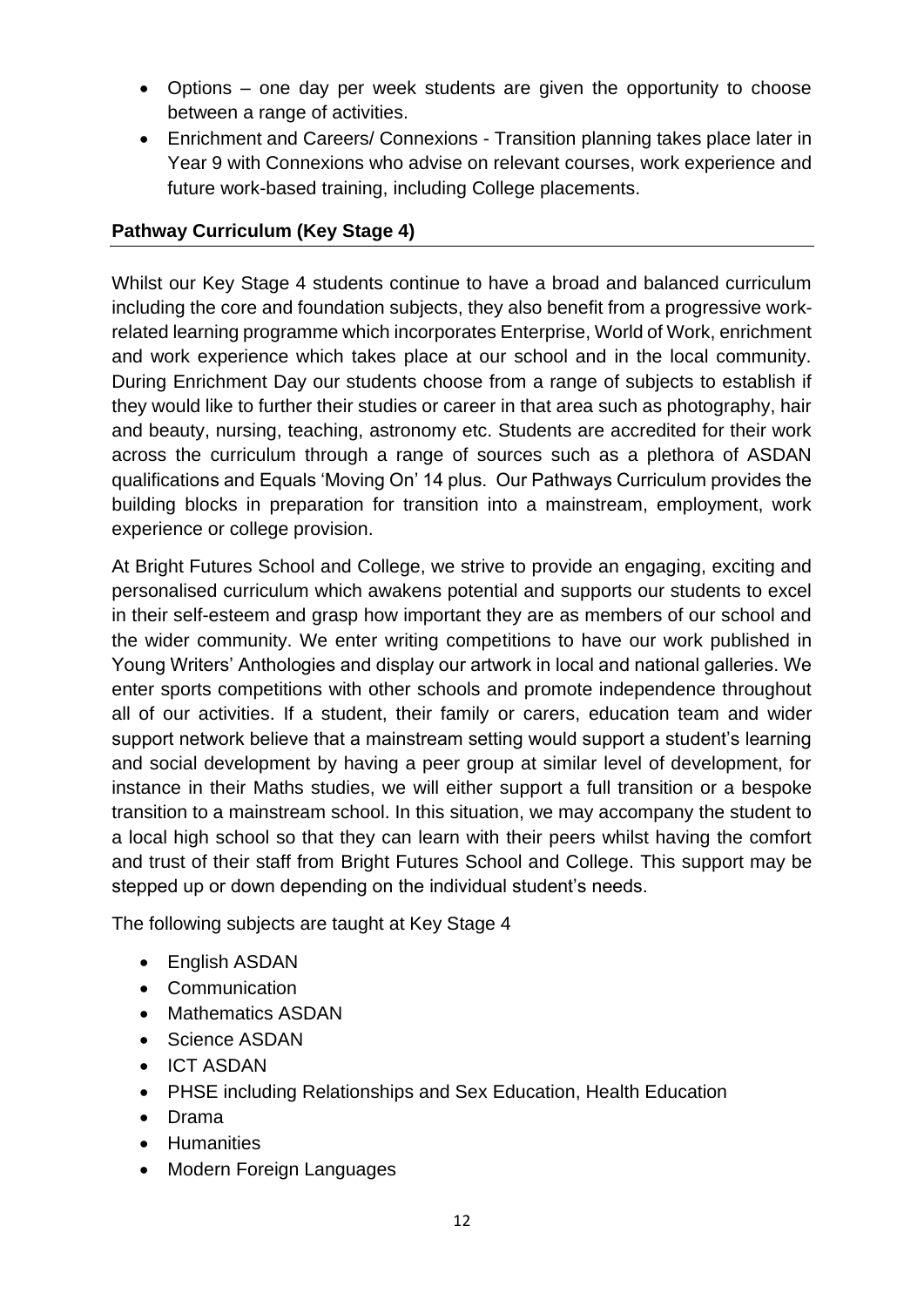- Options – one day per week students are given the opportunity to choose between a range of activities.
- Enrichment and Careers/ Connexions - Transition planning takes place later in Year 9 with Connexions who advise on relevant courses, work experience and future work-based training, including College placements.

## Pathway Curriculum (Key Stage 4)

Whilst our Key Stage 4 students continue to have a broad and balanced curriculum including the core and foundation subjects, they also benefit from a progressive work-related learning programme which incorporates Enterprise, World of Work, enrichment and work experience which takes place at our school and in the local community. During Enrichment Day our students choose from a range of subjects to establish if they would like to further their studies or career in that area such as photography, hair and beauty, nursing, teaching, astronomy etc. Students are accredited for their work across the curriculum through a range of sources such as a plethora of ASDAN qualifications and Equals 'Moving On' 14 plus. Our Pathways Curriculum provides the building blocks in preparation for transition into a mainstream, employment, work experience or college provision.

At Bright Futures School and College, we strive to provide an engaging, exciting and personalised curriculum which awakens potential and supports our students to excel in their self-esteem and grasp how important they are as members of our school and the wider community. We enter writing competitions to have our work published in Young Writers' Anthologies and display our artwork in local and national galleries. We enter sports competitions with other schools and promote independence throughout all of our activities. If a student, their family or carers, education team and wider support network believe that a mainstream setting would support a student's learning and social development by having a peer group at similar level of development, for instance in their Maths studies, we will either support a full transition or a bespoke transition to a mainstream school. In this situation, we may accompany the student to a local high school so that they can learn with their peers whilst having the comfort and trust of their staff from Bright Futures School and College. This support may be stepped up or down depending on the individual student's needs.

The following subjects are taught at Key Stage 4

- English ASDAN
- Communication
- Mathematics ASDAN
- Science ASDAN
- ICT ASDAN
- PHSE including Relationships and Sex Education, Health Education
- Drama
- Humanities
- Modern Foreign Languages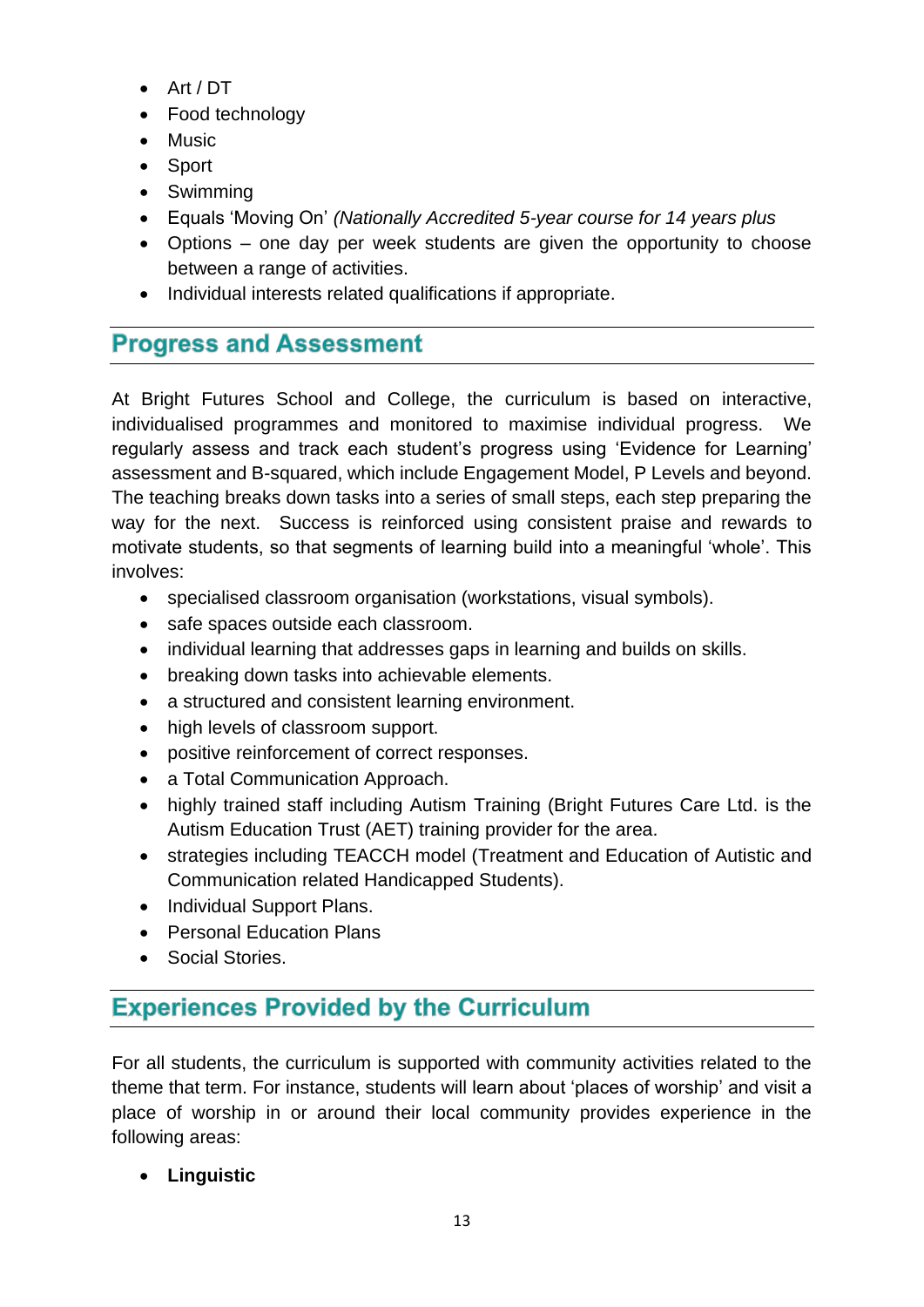- Art / DT
- Food technology
- Music
- Sport
- Swimming
- Equals 'Moving On' *(Nationally Accredited 5-year course for 14 years plus*
- Options – one day per week students are given the opportunity to choose between a range of activities.
- Individual interests related qualifications if appropriate.

## Progress and Assessment

At Bright Futures School and College, the curriculum is based on interactive, individualised programmes and monitored to maximise individual progress. We regularly assess and track each student's progress using 'Evidence for Learning' assessment and B-squared, which include Engagement Model, P Levels and beyond. The teaching breaks down tasks into a series of small steps, each step preparing the way for the next. Success is reinforced using consistent praise and rewards to motivate students, so that segments of learning build into a meaningful 'whole'. This involves:

- specialised classroom organisation (workstations, visual symbols).
- safe spaces outside each classroom.
- individual learning that addresses gaps in learning and builds on skills.
- breaking down tasks into achievable elements.
- a structured and consistent learning environment.
- high levels of classroom support.
- positive reinforcement of correct responses.
- a Total Communication Approach.
- highly trained staff including Autism Training (Bright Futures Care Ltd. is the Autism Education Trust (AET) training provider for the area.
- strategies including TEACCH model (Treatment and Education of Autistic and Communication related Handicapped Students).
- Individual Support Plans.
- Personal Education Plans
- Social Stories.

## Experiences Provided by the Curriculum

For all students, the curriculum is supported with community activities related to the theme that term. For instance, students will learn about 'places of worship' and visit a place of worship in or around their local community provides experience in the following areas:

- **Linguistic**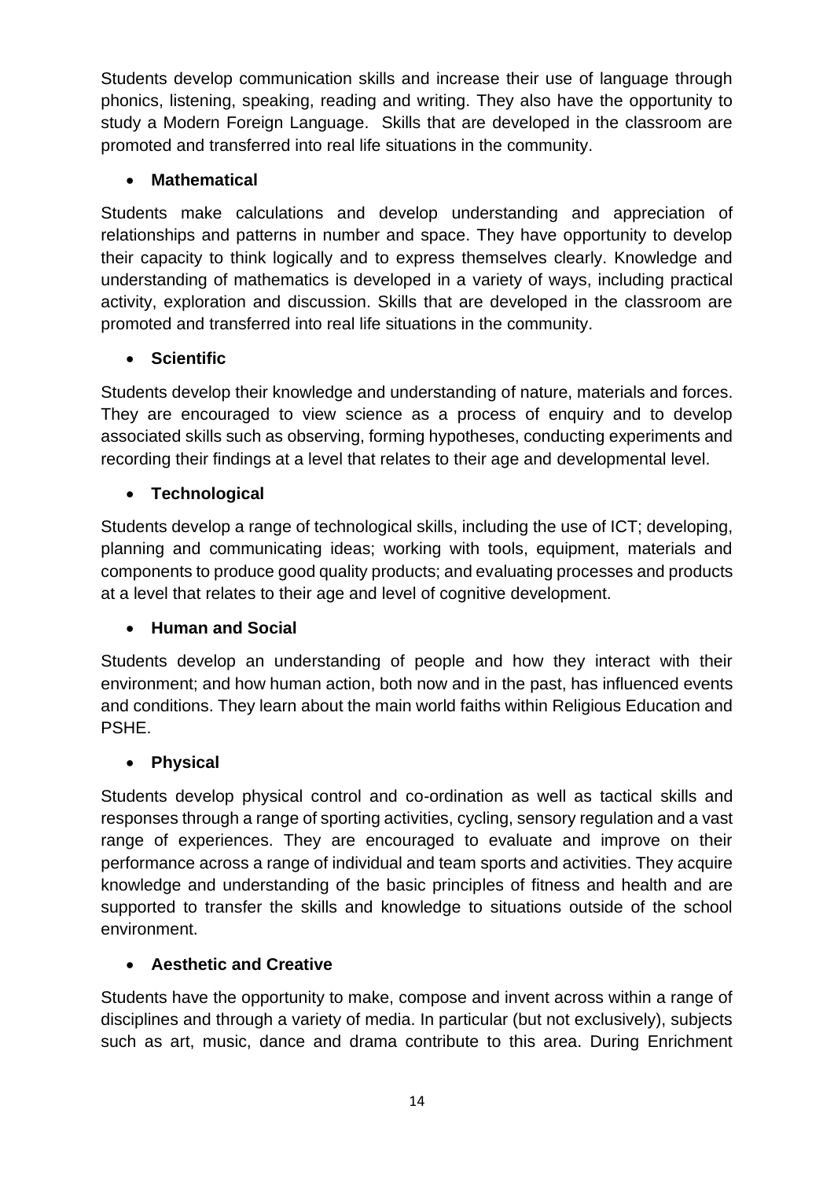Students develop communication skills and increase their use of language through phonics, listening, speaking, reading and writing. They also have the opportunity to study a Modern Foreign Language. Skills that are developed in the classroom are promoted and transferred into real life situations in the community.

- **Mathematical**

Students make calculations and develop understanding and appreciation of relationships and patterns in number and space. They have opportunity to develop their capacity to think logically and to express themselves clearly. Knowledge and understanding of mathematics is developed in a variety of ways, including practical activity, exploration and discussion. Skills that are developed in the classroom are promoted and transferred into real life situations in the community.

- **Scientific**

Students develop their knowledge and understanding of nature, materials and forces. They are encouraged to view science as a process of enquiry and to develop associated skills such as observing, forming hypotheses, conducting experiments and recording their findings at a level that relates to their age and developmental level.

- **Technological**

Students develop a range of technological skills, including the use of ICT; developing, planning and communicating ideas; working with tools, equipment, materials and components to produce good quality products; and evaluating processes and products at a level that relates to their age and level of cognitive development.

- **Human and Social**

Students develop an understanding of people and how they interact with their environment; and how human action, both now and in the past, has influenced events and conditions. They learn about the main world faiths within Religious Education and PSHE.

- **Physical**

Students develop physical control and co-ordination as well as tactical skills and responses through a range of sporting activities, cycling, sensory regulation and a vast range of experiences. They are encouraged to evaluate and improve on their performance across a range of individual and team sports and activities. They acquire knowledge and understanding of the basic principles of fitness and health and are supported to transfer the skills and knowledge to situations outside of the school environment.

- **Aesthetic and Creative**

Students have the opportunity to make, compose and invent across within a range of disciplines and through a variety of media. In particular (but not exclusively), subjects such as art, music, dance and drama contribute to this area. During Enrichment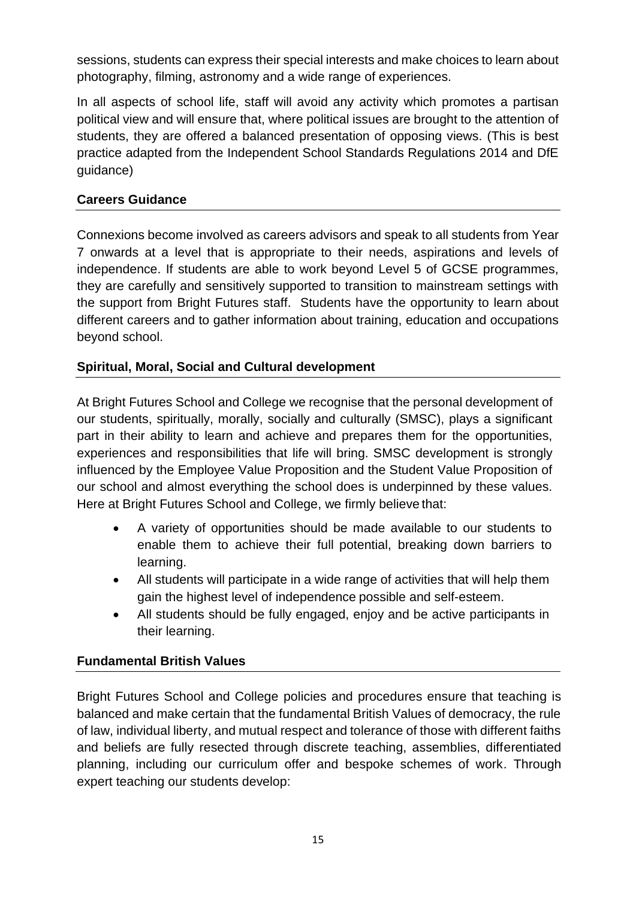sessions, students can express their special interests and make choices to learn about photography, filming, astronomy and a wide range of experiences.

In all aspects of school life, staff will avoid any activity which promotes a partisan political view and will ensure that, where political issues are brought to the attention of students, they are offered a balanced presentation of opposing views. (This is best practice adapted from the Independent School Standards Regulations 2014 and DfE guidance)

**Careers Guidance**

Connexions become involved as careers advisors and speak to all students from Year 7 onwards at a level that is appropriate to their needs, aspirations and levels of independence. If students are able to work beyond Level 5 of GCSE programmes, they are carefully and sensitively supported to transition to mainstream settings with the support from Bright Futures staff. Students have the opportunity to learn about different careers and to gather information about training, education and occupations beyond school.

**Spiritual, Moral, Social and Cultural development**

At Bright Futures School and College we recognise that the personal development of our students, spiritually, morally, socially and culturally (SMSC), plays a significant part in their ability to learn and achieve and prepares them for the opportunities, experiences and responsibilities that life will bring. SMSC development is strongly influenced by the Employee Value Proposition and the Student Value Proposition of our school and almost everything the school does is underpinned by these values. Here at Bright Futures School and College, we firmly believe that:

- A variety of opportunities should be made available to our students to enable them to achieve their full potential, breaking down barriers to learning.
- All students will participate in a wide range of activities that will help them gain the highest level of independence possible and self-esteem.
- All students should be fully engaged, enjoy and be active participants in their learning.

**Fundamental British Values**

Bright Futures School and College policies and procedures ensure that teaching is balanced and make certain that the fundamental British Values of democracy, the rule of law, individual liberty, and mutual respect and tolerance of those with different faiths and beliefs are fully resected through discrete teaching, assemblies, differentiated planning, including our curriculum offer and bespoke schemes of work. Through expert teaching our students develop: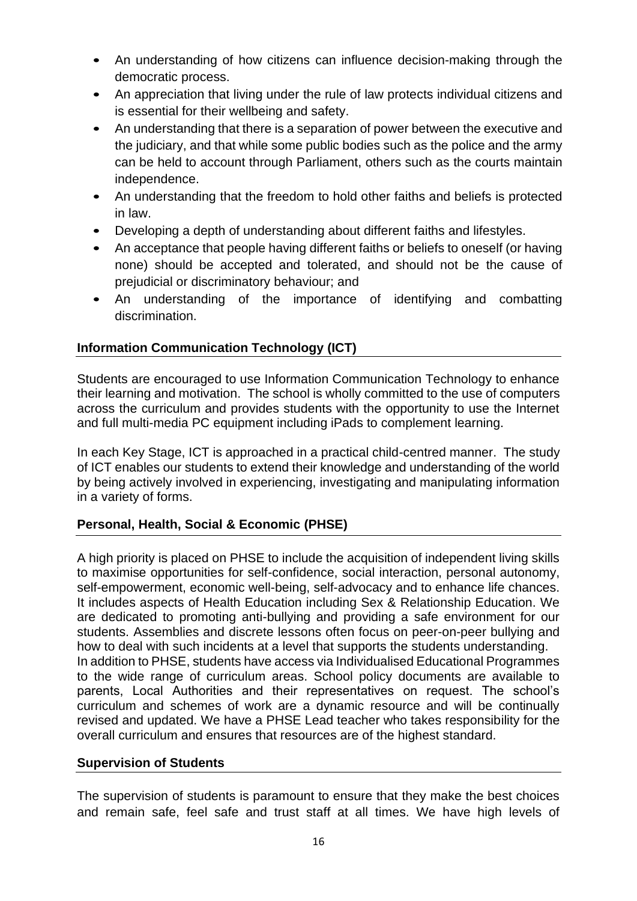- An understanding of how citizens can influence decision-making through the democratic process.
- An appreciation that living under the rule of law protects individual citizens and is essential for their wellbeing and safety.
- An understanding that there is a separation of power between the executive and the judiciary, and that while some public bodies such as the police and the army can be held to account through Parliament, others such as the courts maintain independence.
- An understanding that the freedom to hold other faiths and beliefs is protected in law.
- Developing a depth of understanding about different faiths and lifestyles.
- An acceptance that people having different faiths or beliefs to oneself (or having none) should be accepted and tolerated, and should not be the cause of prejudicial or discriminatory behaviour; and
- An understanding of the importance of identifying and combatting discrimination.

## Information Communication Technology (ICT)

Students are encouraged to use Information Communication Technology to enhance their learning and motivation. The school is wholly committed to the use of computers across the curriculum and provides students with the opportunity to use the Internet and full multi-media PC equipment including iPads to complement learning.

In each Key Stage, ICT is approached in a practical child-centred manner. The study of ICT enables our students to extend their knowledge and understanding of the world by being actively involved in experiencing, investigating and manipulating information in a variety of forms.

## Personal, Health, Social & Economic (PHSE)

A high priority is placed on PHSE to include the acquisition of independent living skills to maximise opportunities for self-confidence, social interaction, personal autonomy, self-empowerment, economic well-being, self-advocacy and to enhance life chances. It includes aspects of Health Education including Sex & Relationship Education. We are dedicated to promoting anti-bullying and providing a safe environment for our students. Assemblies and discrete lessons often focus on peer-on-peer bullying and how to deal with such incidents at a level that supports the students understanding.
In addition to PHSE, students have access via Individualised Educational Programmes to the wide range of curriculum areas. School policy documents are available to parents, Local Authorities and their representatives on request. The school's curriculum and schemes of work are a dynamic resource and will be continually revised and updated. We have a PHSE Lead teacher who takes responsibility for the overall curriculum and ensures that resources are of the highest standard.

## Supervision of Students

The supervision of students is paramount to ensure that they make the best choices and remain safe, feel safe and trust staff at all times. We have high levels of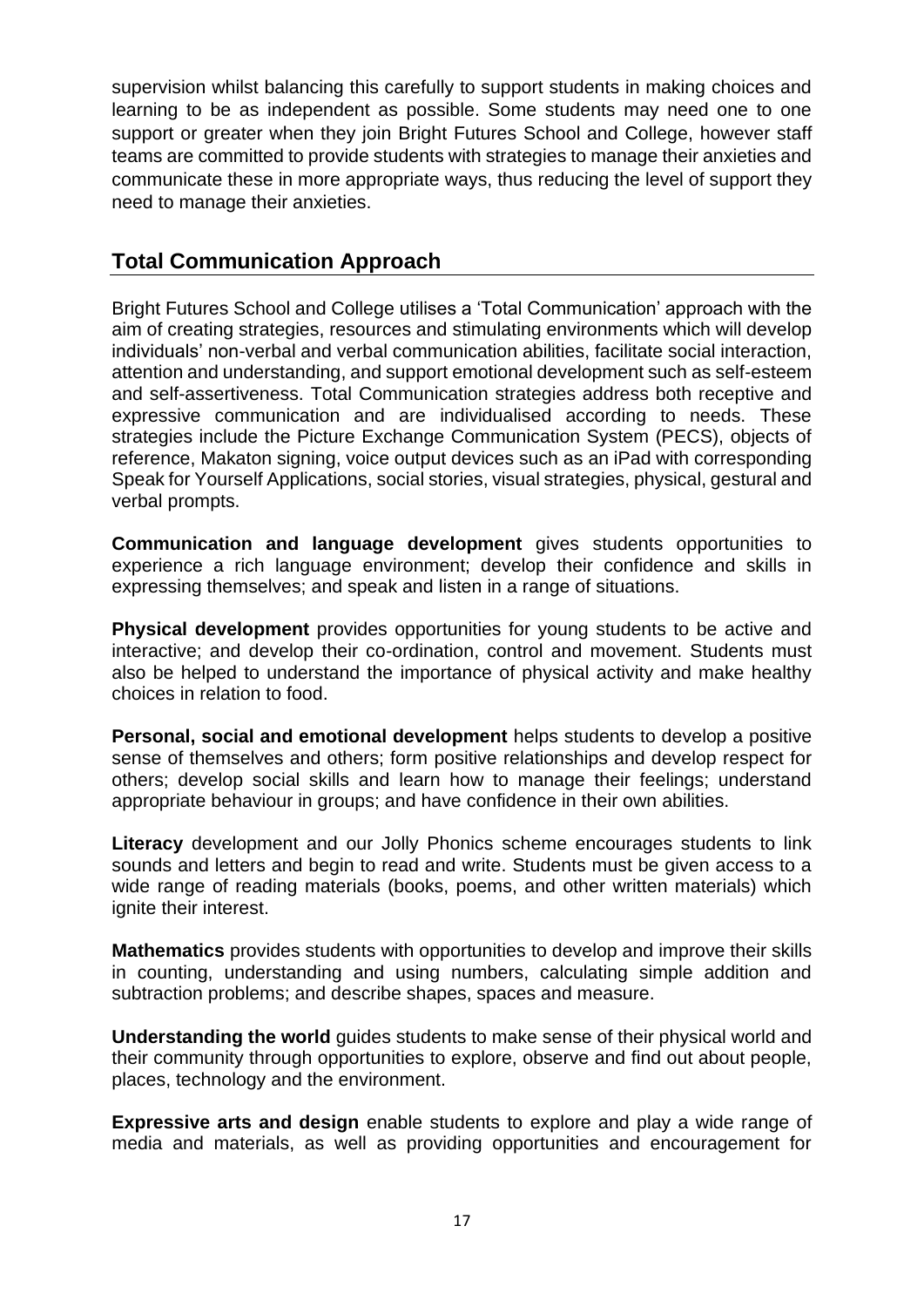supervision whilst balancing this carefully to support students in making choices and learning to be as independent as possible. Some students may need one to one support or greater when they join Bright Futures School and College, however staff teams are committed to provide students with strategies to manage their anxieties and communicate these in more appropriate ways, thus reducing the level of support they need to manage their anxieties.

## Total Communication Approach

Bright Futures School and College utilises a 'Total Communication' approach with the aim of creating strategies, resources and stimulating environments which will develop individuals' non-verbal and verbal communication abilities, facilitate social interaction, attention and understanding, and support emotional development such as self-esteem and self-assertiveness. Total Communication strategies address both receptive and expressive communication and are individualised according to needs. These strategies include the Picture Exchange Communication System (PECS), objects of reference, Makaton signing, voice output devices such as an iPad with corresponding Speak for Yourself Applications, social stories, visual strategies, physical, gestural and verbal prompts.

**Communication and language development** gives students opportunities to experience a rich language environment; develop their confidence and skills in expressing themselves; and speak and listen in a range of situations.

**Physical development** provides opportunities for young students to be active and interactive; and develop their co-ordination, control and movement. Students must also be helped to understand the importance of physical activity and make healthy choices in relation to food.

**Personal, social and emotional development** helps students to develop a positive sense of themselves and others; form positive relationships and develop respect for others; develop social skills and learn how to manage their feelings; understand appropriate behaviour in groups; and have confidence in their own abilities.

**Literacy** development and our Jolly Phonics scheme encourages students to link sounds and letters and begin to read and write. Students must be given access to a wide range of reading materials (books, poems, and other written materials) which ignite their interest.

**Mathematics** provides students with opportunities to develop and improve their skills in counting, understanding and using numbers, calculating simple addition and subtraction problems; and describe shapes, spaces and measure.

**Understanding the world** guides students to make sense of their physical world and their community through opportunities to explore, observe and find out about people, places, technology and the environment.

**Expressive arts and design** enable students to explore and play a wide range of media and materials, as well as providing opportunities and encouragement for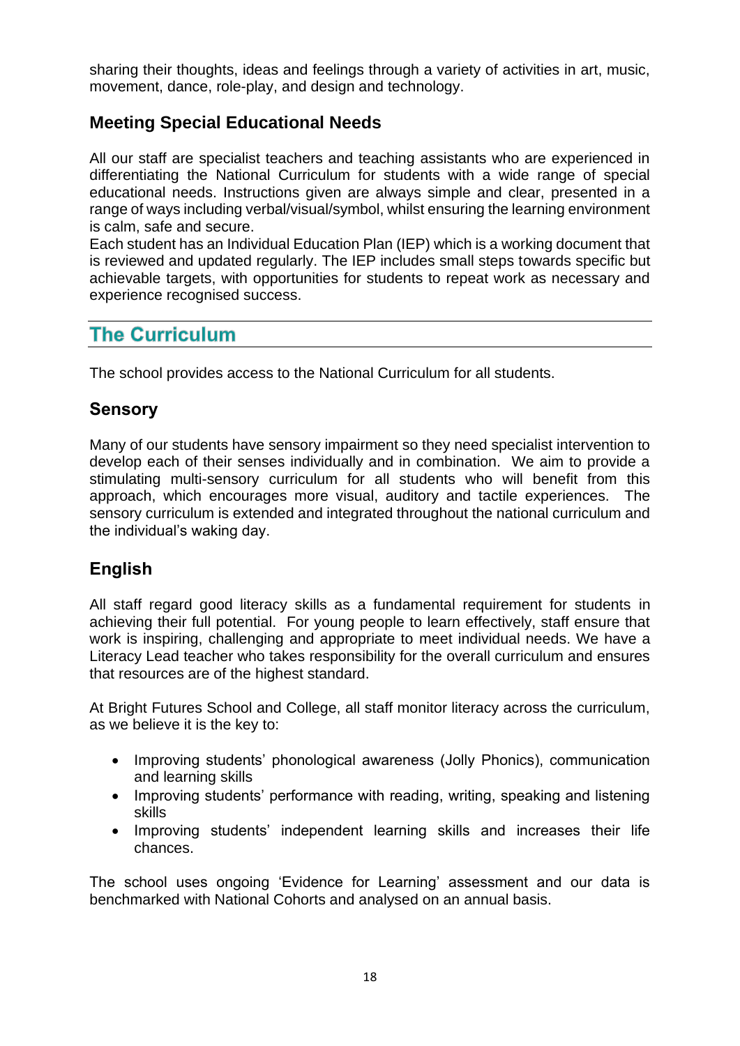sharing their thoughts, ideas and feelings through a variety of activities in art, music, movement, dance, role-play, and design and technology.

### Meeting Special Educational Needs

All our staff are specialist teachers and teaching assistants who are experienced in differentiating the National Curriculum for students with a wide range of special educational needs. Instructions given are always simple and clear, presented in a range of ways including verbal/visual/symbol, whilst ensuring the learning environment is calm, safe and secure.
Each student has an Individual Education Plan (IEP) which is a working document that is reviewed and updated regularly. The IEP includes small steps towards specific but achievable targets, with opportunities for students to repeat work as necessary and experience recognised success.

## The Curriculum

The school provides access to the National Curriculum for all students.

### Sensory

Many of our students have sensory impairment so they need specialist intervention to develop each of their senses individually and in combination. We aim to provide a stimulating multi-sensory curriculum for all students who will benefit from this approach, which encourages more visual, auditory and tactile experiences. The sensory curriculum is extended and integrated throughout the national curriculum and the individual's waking day.

### English

All staff regard good literacy skills as a fundamental requirement for students in achieving their full potential. For young people to learn effectively, staff ensure that work is inspiring, challenging and appropriate to meet individual needs. We have a Literacy Lead teacher who takes responsibility for the overall curriculum and ensures that resources are of the highest standard.

At Bright Futures School and College, all staff monitor literacy across the curriculum, as we believe it is the key to:

- Improving students' phonological awareness (Jolly Phonics), communication and learning skills
- Improving students' performance with reading, writing, speaking and listening skills
- Improving students' independent learning skills and increases their life chances.

The school uses ongoing 'Evidence for Learning' assessment and our data is benchmarked with National Cohorts and analysed on an annual basis.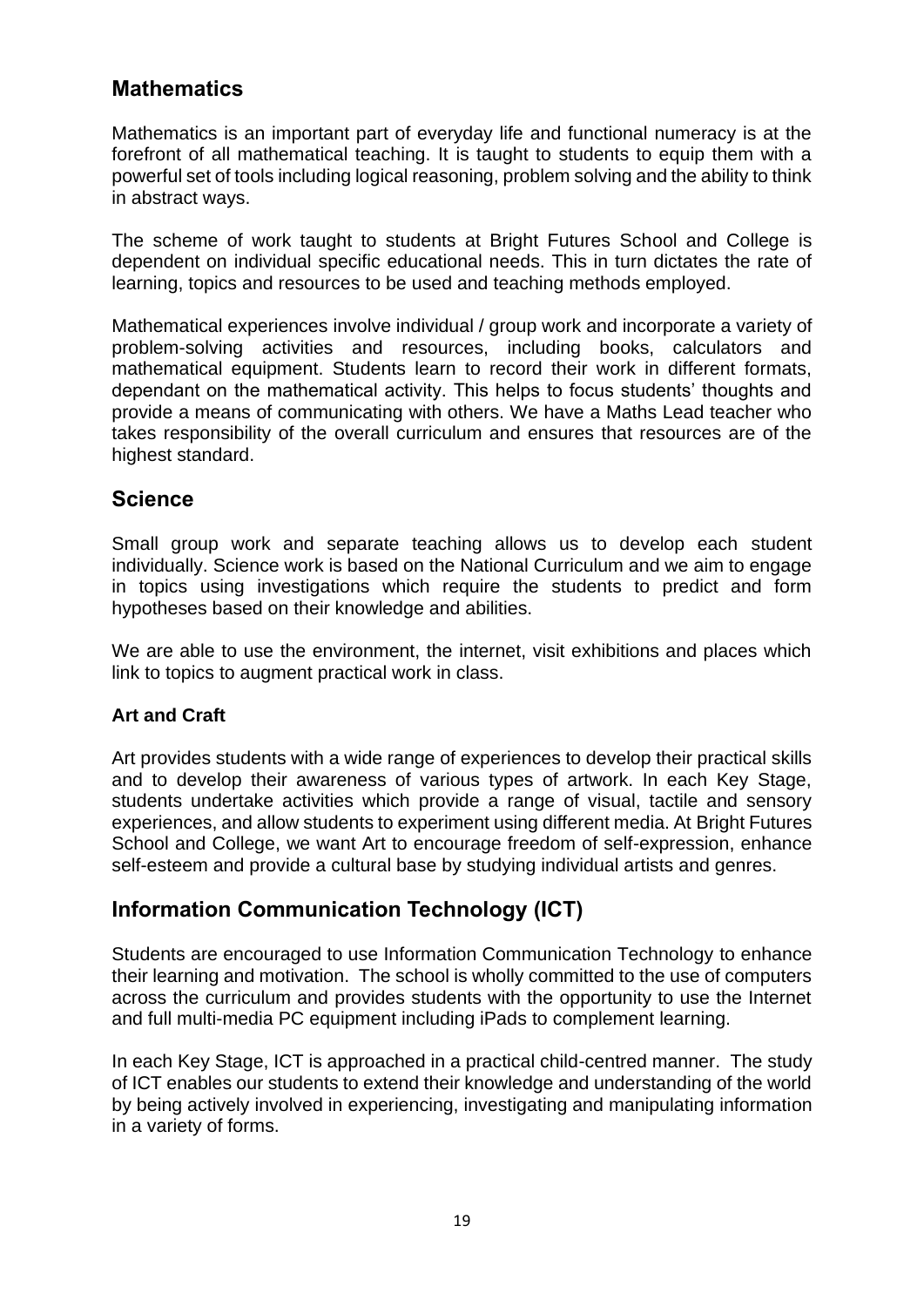## Mathematics

Mathematics is an important part of everyday life and functional numeracy is at the forefront of all mathematical teaching. It is taught to students to equip them with a powerful set of tools including logical reasoning, problem solving and the ability to think in abstract ways.

The scheme of work taught to students at Bright Futures School and College is dependent on individual specific educational needs. This in turn dictates the rate of learning, topics and resources to be used and teaching methods employed.

Mathematical experiences involve individual / group work and incorporate a variety of problem-solving activities and resources, including books, calculators and mathematical equipment. Students learn to record their work in different formats, dependant on the mathematical activity. This helps to focus students' thoughts and provide a means of communicating with others. We have a Maths Lead teacher who takes responsibility of the overall curriculum and ensures that resources are of the highest standard.

## Science

Small group work and separate teaching allows us to develop each student individually. Science work is based on the National Curriculum and we aim to engage in topics using investigations which require the students to predict and form hypotheses based on their knowledge and abilities.

We are able to use the environment, the internet, visit exhibitions and places which link to topics to augment practical work in class.

### Art and Craft

Art provides students with a wide range of experiences to develop their practical skills and to develop their awareness of various types of artwork. In each Key Stage, students undertake activities which provide a range of visual, tactile and sensory experiences, and allow students to experiment using different media. At Bright Futures School and College, we want Art to encourage freedom of self-expression, enhance self-esteem and provide a cultural base by studying individual artists and genres.

## Information Communication Technology (ICT)

Students are encouraged to use Information Communication Technology to enhance their learning and motivation. The school is wholly committed to the use of computers across the curriculum and provides students with the opportunity to use the Internet and full multi-media PC equipment including iPads to complement learning.

In each Key Stage, ICT is approached in a practical child-centred manner. The study of ICT enables our students to extend their knowledge and understanding of the world by being actively involved in experiencing, investigating and manipulating information in a variety of forms.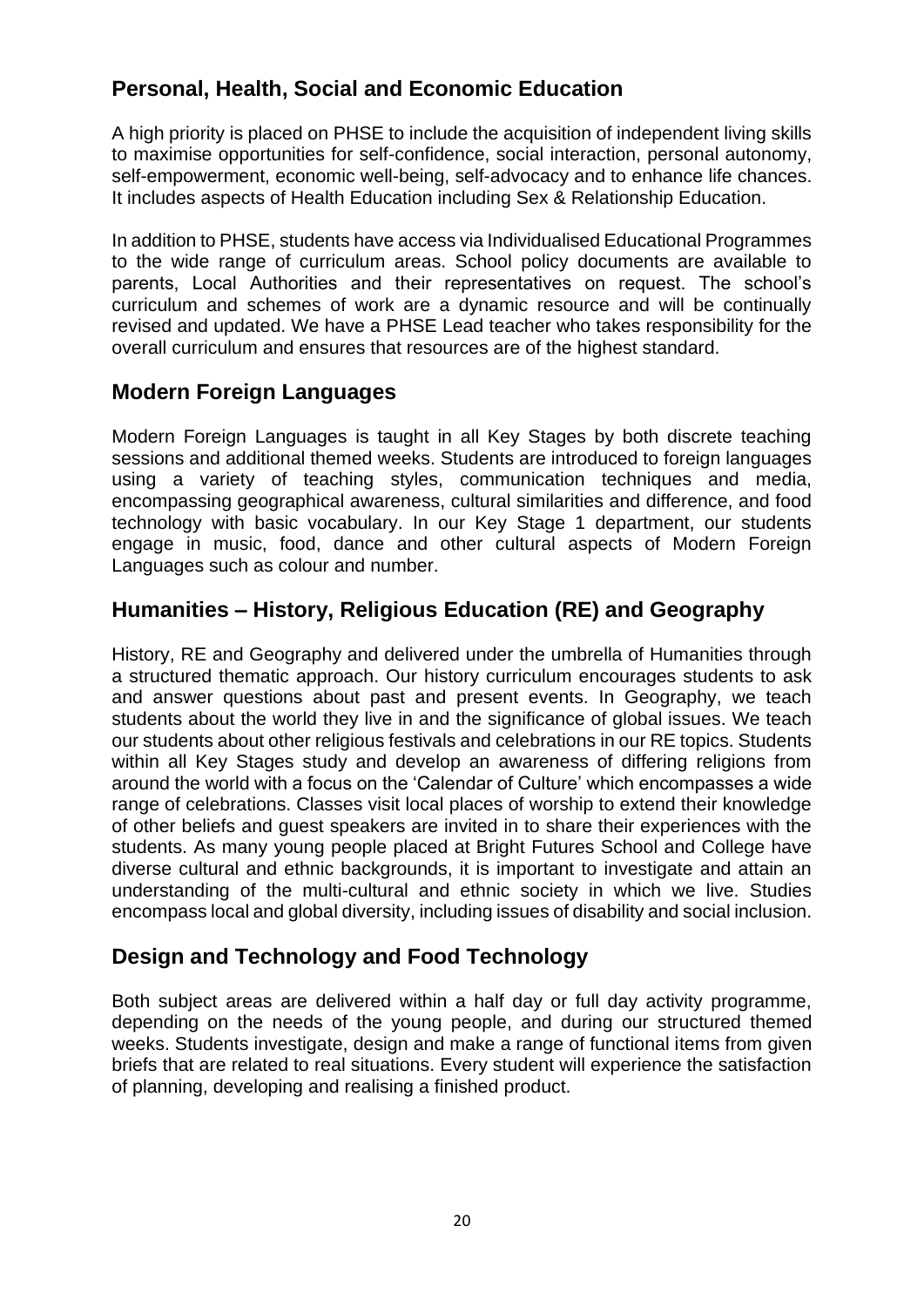## Personal, Health, Social and Economic Education

A high priority is placed on PHSE to include the acquisition of independent living skills to maximise opportunities for self-confidence, social interaction, personal autonomy, self-empowerment, economic well-being, self-advocacy and to enhance life chances. It includes aspects of Health Education including Sex & Relationship Education.

In addition to PHSE, students have access via Individualised Educational Programmes to the wide range of curriculum areas. School policy documents are available to parents, Local Authorities and their representatives on request. The school's curriculum and schemes of work are a dynamic resource and will be continually revised and updated. We have a PHSE Lead teacher who takes responsibility for the overall curriculum and ensures that resources are of the highest standard.

## Modern Foreign Languages

Modern Foreign Languages is taught in all Key Stages by both discrete teaching sessions and additional themed weeks. Students are introduced to foreign languages using a variety of teaching styles, communication techniques and media, encompassing geographical awareness, cultural similarities and difference, and food technology with basic vocabulary. In our Key Stage 1 department, our students engage in music, food, dance and other cultural aspects of Modern Foreign Languages such as colour and number.

## Humanities – History, Religious Education (RE) and Geography

History, RE and Geography and delivered under the umbrella of Humanities through a structured thematic approach. Our history curriculum encourages students to ask and answer questions about past and present events. In Geography, we teach students about the world they live in and the significance of global issues. We teach our students about other religious festivals and celebrations in our RE topics. Students within all Key Stages study and develop an awareness of differing religions from around the world with a focus on the 'Calendar of Culture' which encompasses a wide range of celebrations. Classes visit local places of worship to extend their knowledge of other beliefs and guest speakers are invited in to share their experiences with the students. As many young people placed at Bright Futures School and College have diverse cultural and ethnic backgrounds, it is important to investigate and attain an understanding of the multi-cultural and ethnic society in which we live. Studies encompass local and global diversity, including issues of disability and social inclusion.

## Design and Technology and Food Technology

Both subject areas are delivered within a half day or full day activity programme, depending on the needs of the young people, and during our structured themed weeks. Students investigate, design and make a range of functional items from given briefs that are related to real situations. Every student will experience the satisfaction of planning, developing and realising a finished product.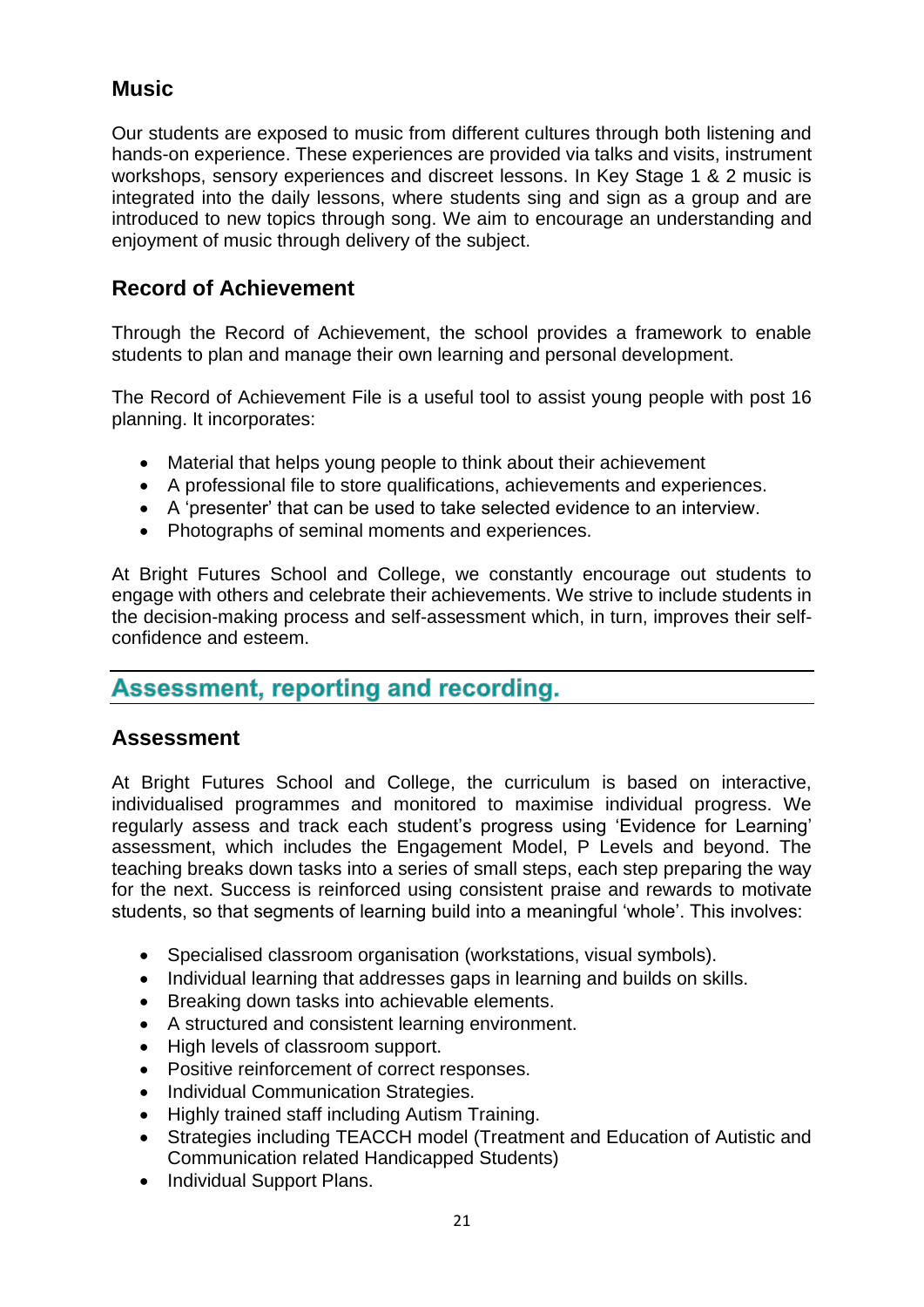## Music

Our students are exposed to music from different cultures through both listening and hands-on experience. These experiences are provided via talks and visits, instrument workshops, sensory experiences and discreet lessons. In Key Stage 1 & 2 music is integrated into the daily lessons, where students sing and sign as a group and are introduced to new topics through song. We aim to encourage an understanding and enjoyment of music through delivery of the subject.

## Record of Achievement

Through the Record of Achievement, the school provides a framework to enable students to plan and manage their own learning and personal development.

The Record of Achievement File is a useful tool to assist young people with post 16 planning. It incorporates:

- Material that helps young people to think about their achievement
- A professional file to store qualifications, achievements and experiences.
- A 'presenter' that can be used to take selected evidence to an interview.
- Photographs of seminal moments and experiences.

At Bright Futures School and College, we constantly encourage out students to engage with others and celebrate their achievements. We strive to include students in the decision-making process and self-assessment which, in turn, improves their self-confidence and esteem.

# Assessment, reporting and recording.

## Assessment

At Bright Futures School and College, the curriculum is based on interactive, individualised programmes and monitored to maximise individual progress. We regularly assess and track each student's progress using 'Evidence for Learning' assessment, which includes the Engagement Model, P Levels and beyond. The teaching breaks down tasks into a series of small steps, each step preparing the way for the next. Success is reinforced using consistent praise and rewards to motivate students, so that segments of learning build into a meaningful 'whole'. This involves:

- Specialised classroom organisation (workstations, visual symbols).
- Individual learning that addresses gaps in learning and builds on skills.
- Breaking down tasks into achievable elements.
- A structured and consistent learning environment.
- High levels of classroom support.
- Positive reinforcement of correct responses.
- Individual Communication Strategies.
- Highly trained staff including Autism Training.
- Strategies including TEACCH model (Treatment and Education of Autistic and Communication related Handicapped Students)
- Individual Support Plans.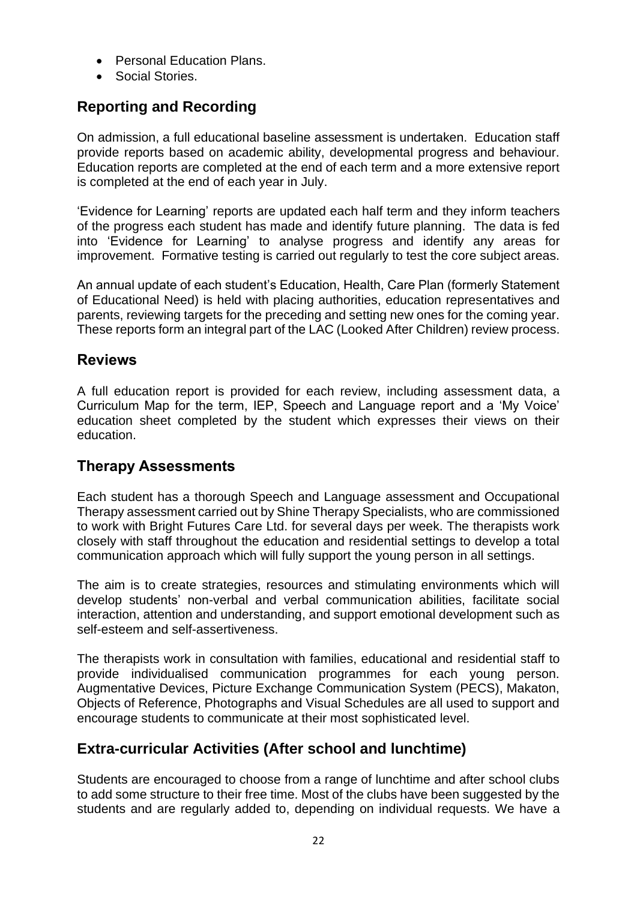- Personal Education Plans.
- Social Stories.

## Reporting and Recording

On admission, a full educational baseline assessment is undertaken. Education staff provide reports based on academic ability, developmental progress and behaviour. Education reports are completed at the end of each term and a more extensive report is completed at the end of each year in July.

'Evidence for Learning' reports are updated each half term and they inform teachers of the progress each student has made and identify future planning. The data is fed into 'Evidence for Learning' to analyse progress and identify any areas for improvement. Formative testing is carried out regularly to test the core subject areas.

An annual update of each student's Education, Health, Care Plan (formerly Statement of Educational Need) is held with placing authorities, education representatives and parents, reviewing targets for the preceding and setting new ones for the coming year. These reports form an integral part of the LAC (Looked After Children) review process.

## Reviews

A full education report is provided for each review, including assessment data, a Curriculum Map for the term, IEP, Speech and Language report and a 'My Voice' education sheet completed by the student which expresses their views on their education.

## Therapy Assessments

Each student has a thorough Speech and Language assessment and Occupational Therapy assessment carried out by Shine Therapy Specialists, who are commissioned to work with Bright Futures Care Ltd. for several days per week. The therapists work closely with staff throughout the education and residential settings to develop a total communication approach which will fully support the young person in all settings.

The aim is to create strategies, resources and stimulating environments which will develop students' non-verbal and verbal communication abilities, facilitate social interaction, attention and understanding, and support emotional development such as self-esteem and self-assertiveness.

The therapists work in consultation with families, educational and residential staff to provide individualised communication programmes for each young person. Augmentative Devices, Picture Exchange Communication System (PECS), Makaton, Objects of Reference, Photographs and Visual Schedules are all used to support and encourage students to communicate at their most sophisticated level.

## Extra-curricular Activities (After school and lunchtime)

Students are encouraged to choose from a range of lunchtime and after school clubs to add some structure to their free time. Most of the clubs have been suggested by the students and are regularly added to, depending on individual requests. We have a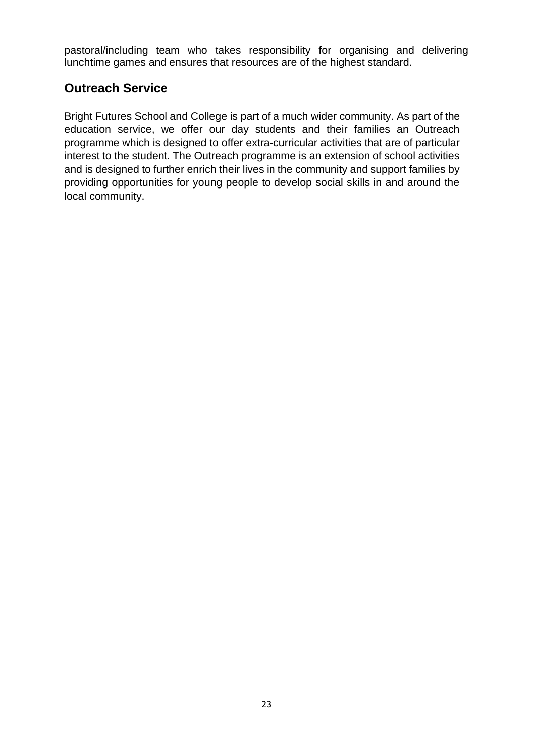pastoral/including team who takes responsibility for organising and delivering lunchtime games and ensures that resources are of the highest standard.

## Outreach Service

Bright Futures School and College is part of a much wider community. As part of the education service, we offer our day students and their families an Outreach programme which is designed to offer extra-curricular activities that are of particular interest to the student. The Outreach programme is an extension of school activities and is designed to further enrich their lives in the community and support families by providing opportunities for young people to develop social skills in and around the local community.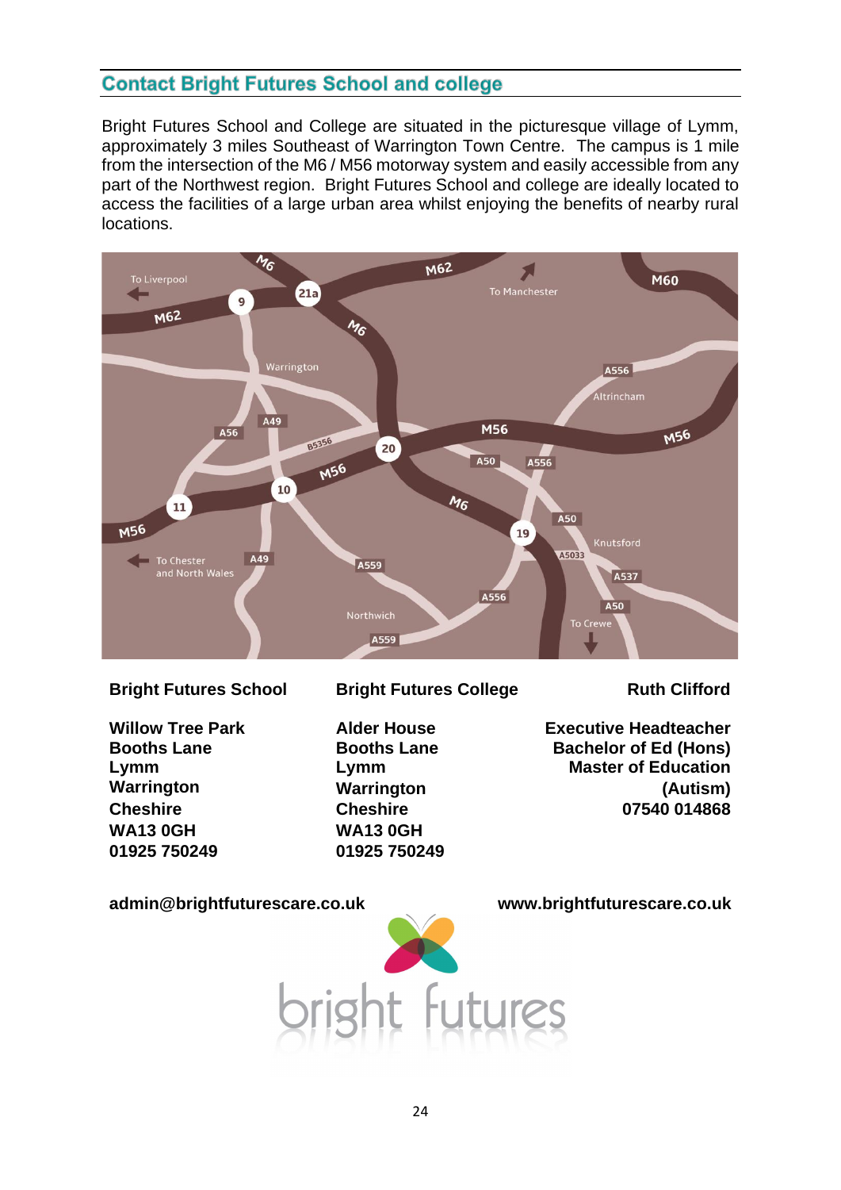## Contact Bright Futures School and college

Bright Futures School and College are situated in the picturesque village of Lymm, approximately 3 miles Southeast of Warrington Town Centre. The campus is 1 mile from the intersection of the M6 / M56 motorway system and easily accessible from any part of the Northwest region. Bright Futures School and college are ideally located to access the facilities of a large urban area whilst enjoying the benefits of nearby rural locations.

To Liverpool
M62
9
21a
M6
M62
To Manchester
M60
Warrington
A556
Altrincham
A56
A49
B5356
20
M56
M56
M56
10
11
A50
A556
M6
A50
19
Knutsford
M56
A5033
To Chester and North Wales
A49
A559
A537
A556
A50
Northwich
To Crewe
A559

**Bright Futures School**

**Willow Tree Park**
**Booths Lane**
**Lymm**
**Warrington**
**Cheshire**
**WA13 0GH**
**01925 750249**

**Bright Futures College**

**Alder House**
**Booths Lane**
**Lymm**
**Warrington**
**Cheshire**
**WA13 0GH**
**01925 750249**

**Ruth Clifford**

**Executive Headteacher**
**Bachelor of Ed (Hons)**
**Master of Education (Autism)**
**07540 014868**

**admin@brightfuturescare.co.uk** **www.brightfuturescare.co.uk**

bright futures